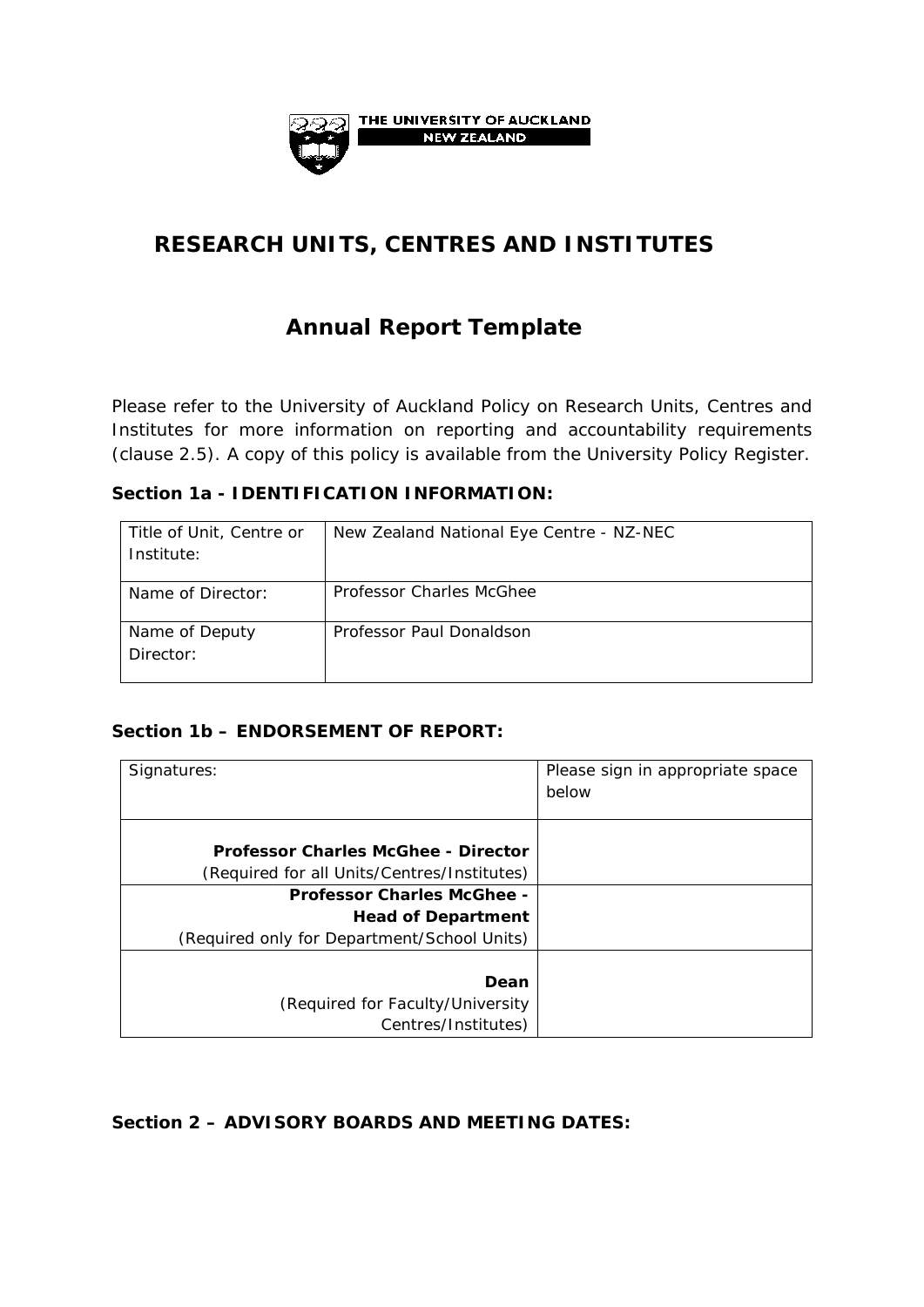THE UNIVERSITY OF AUCKLAND
NEW ZEALAND

# RESEARCH UNITS, CENTRES AND INSTITUTES

## Annual Report Template

Please refer to the University of Auckland Policy on Research Units, Centres and Institutes for more information on reporting and accountability requirements (clause 2.5). A copy of this policy is available from the University Policy Register.

**Section 1a - IDENTIFICATION INFORMATION:**

| | |
|---|---|
| Title of Unit, Centre or Institute: | New Zealand National Eye Centre - NZ-NEC |
| Name of Director: | Professor Charles McGhee |
| Name of Deputy Director: | Professor Paul Donaldson |

**Section 1b – ENDORSEMENT OF REPORT:**

| Signatures: | Please sign in appropriate space below |
|---|---|
| **Professor Charles McGhee - Director** (Required for all Units/Centres/Institutes) | |
| **Professor Charles McGhee - Head of Department** (Required only for Department/School Units) | |
| **Dean** (Required for Faculty/University Centres/Institutes) | |

**Section 2 – ADVISORY BOARDS AND MEETING DATES:**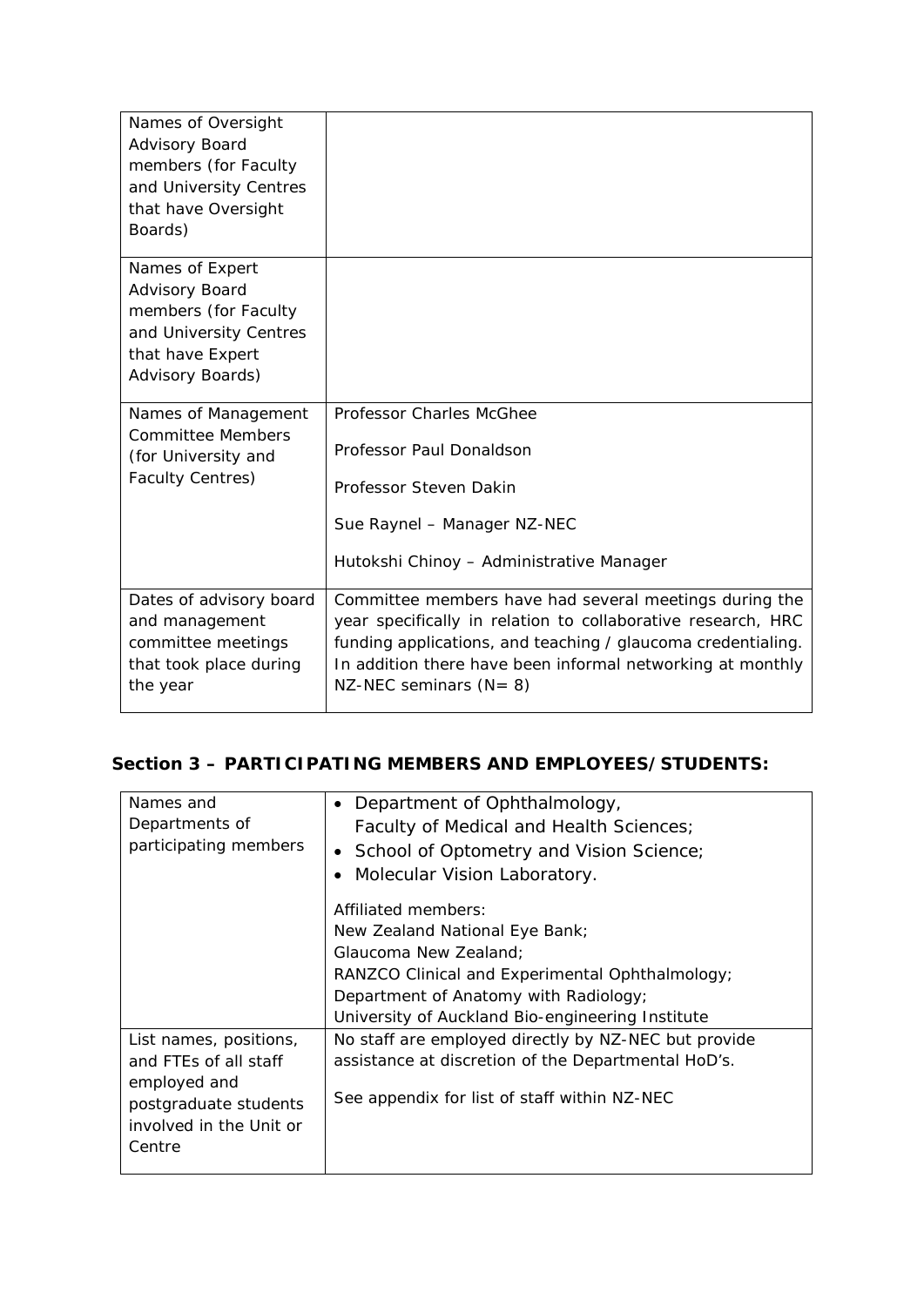| | |
|---|---|
| Names of Oversight Advisory Board members (for Faculty and University Centres that have Oversight Boards) | |
| Names of Expert Advisory Board members (for Faculty and University Centres that have Expert Advisory Boards) | |
| Names of Management Committee Members (for University and Faculty Centres) | Professor Charles McGhee<br><br>Professor Paul Donaldson<br><br>Professor Steven Dakin<br><br>Sue Raynel – Manager NZ-NEC<br><br>Hutokshi Chinoy – Administrative Manager |
| Dates of advisory board and management committee meetings that took place during the year | Committee members have had several meetings during the year specifically in relation to collaborative research, HRC funding applications, and teaching / glaucoma credentialing. In addition there have been informal networking at monthly NZ-NEC seminars (N= 8) |

## Section 3 – PARTICIPATING MEMBERS AND EMPLOYEES/STUDENTS:

| | |
|---|---|
| Names and Departments of participating members | • Department of Ophthalmology, Faculty of Medical and Health Sciences;<br>• School of Optometry and Vision Science;<br>• Molecular Vision Laboratory.<br><br>Affiliated members:<br>New Zealand National Eye Bank;<br>Glaucoma New Zealand;<br>RANZCO Clinical and Experimental Ophthalmology;<br>Department of Anatomy with Radiology;<br>University of Auckland Bio-engineering Institute |
| List names, positions, and FTEs of all staff employed and postgraduate students involved in the Unit or Centre | No staff are employed directly by NZ-NEC but provide assistance at discretion of the Departmental HoD's.<br><br>See appendix for list of staff within NZ-NEC |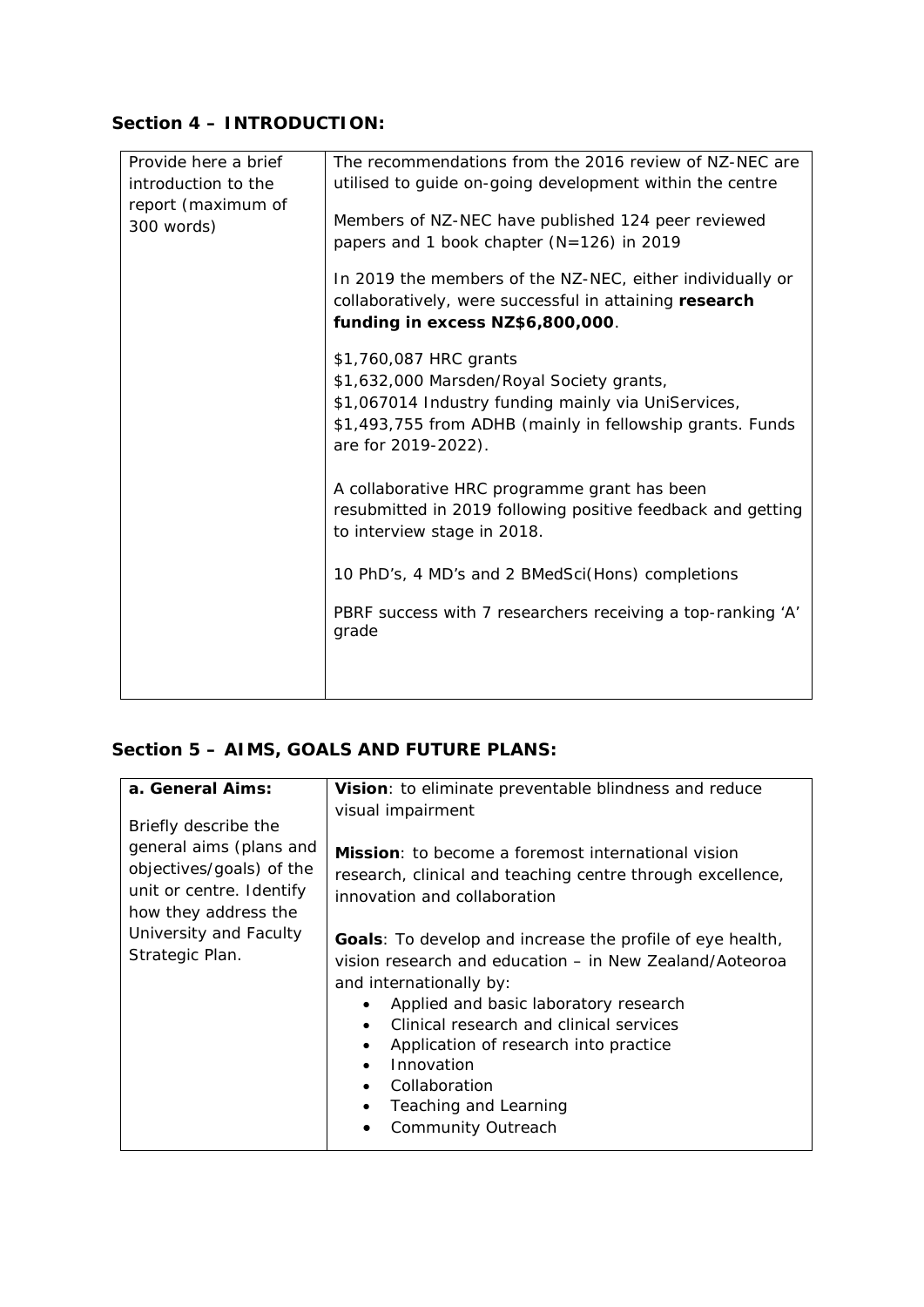## Section 4 – INTRODUCTION:

| Provide here a brief introduction to the report (maximum of 300 words) | The recommendations from the 2016 review of NZ-NEC are utilised to guide on-going development within the centre<br><br>Members of NZ-NEC have published 124 peer reviewed papers and 1 book chapter (N=126) in 2019<br><br>In 2019 the members of the NZ-NEC, either individually or collaboratively, were successful in attaining **research funding in excess NZ$6,800,000**.<br><br>$1,760,087 HRC grants<br>$1,632,000 Marsden/Royal Society grants,<br>$1,067014 Industry funding mainly via UniServices,<br>$1,493,755 from ADHB (mainly in fellowship grants. Funds are for 2019-2022).<br><br>A collaborative HRC programme grant has been resubmitted in 2019 following positive feedback and getting to interview stage in 2018.<br><br>10 PhD's, 4 MD's and 2 BMedSci(Hons) completions<br><br>PBRF success with 7 researchers receiving a top-ranking 'A' grade |
|---|---|

## Section 5 – AIMS, GOALS AND FUTURE PLANS:

| **a. General Aims:**<br><br>Briefly describe the general aims (plans and objectives/goals) of the unit or centre. Identify how they address the University and Faculty Strategic Plan. | **Vision**: to eliminate preventable blindness and reduce visual impairment<br><br>**Mission**: to become a foremost international vision research, clinical and teaching centre through excellence, innovation and collaboration<br><br>**Goals**: To develop and increase the profile of eye health, vision research and education – in New Zealand/Aoteoroa and internationally by:<br>• Applied and basic laboratory research<br>• Clinical research and clinical services<br>• Application of research into practice<br>• Innovation<br>• Collaboration<br>• Teaching and Learning<br>• Community Outreach |
|---|---|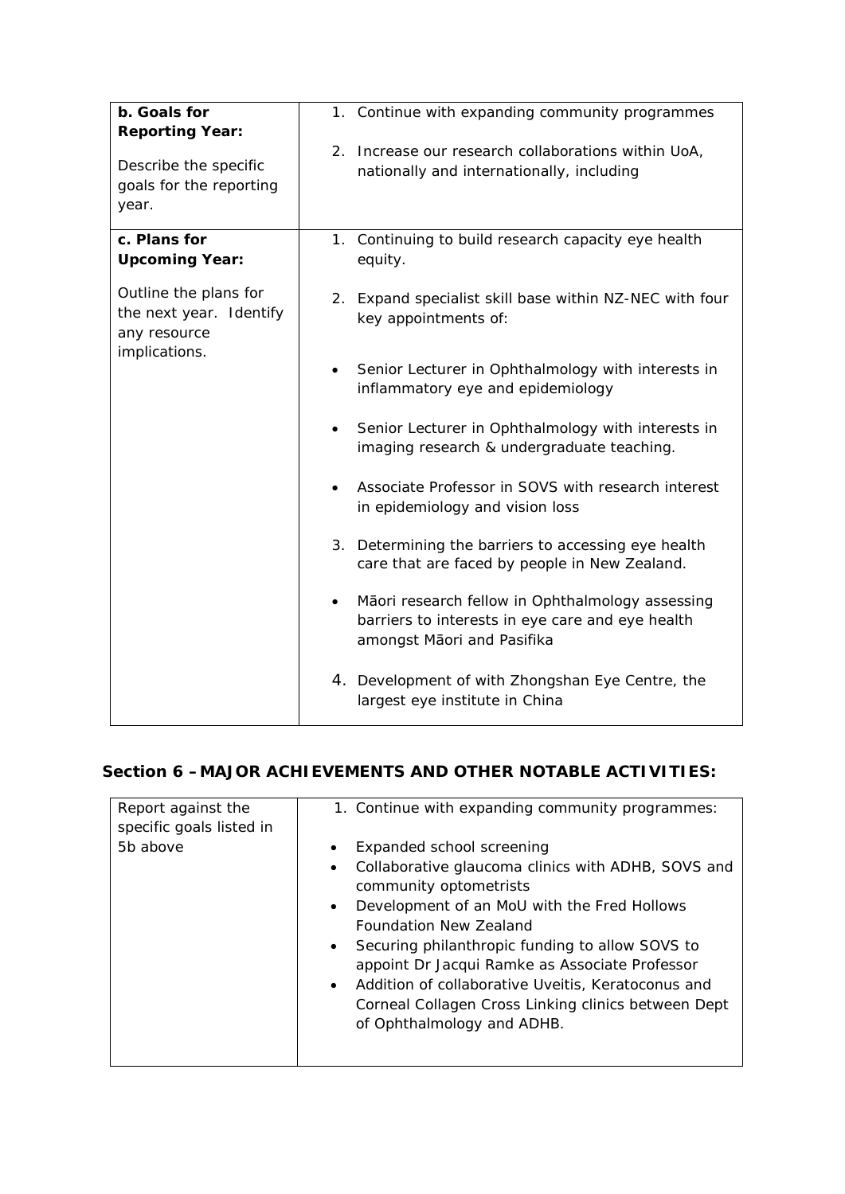| **b. Goals for Reporting Year:**<br><br>Describe the specific goals for the reporting year. | 1. Continue with expanding community programmes<br><br>2. Increase our research collaborations within UoA, nationally and internationally, including |
|---|---|
| **c. Plans for Upcoming Year:**<br><br>Outline the plans for the next year. Identify any resource implications. | 1. Continuing to build research capacity eye health equity.<br><br>2. Expand specialist skill base within NZ-NEC with four key appointments of:<br><br>• Senior Lecturer in Ophthalmology with interests in inflammatory eye and epidemiology<br><br>• Senior Lecturer in Ophthalmology with interests in imaging research & undergraduate teaching.<br><br>• Associate Professor in SOVS with research interest in epidemiology and vision loss<br><br>3. Determining the barriers to accessing eye health care that are faced by people in New Zealand.<br><br>• Māori research fellow in Ophthalmology assessing barriers to interests in eye care and eye health amongst Māori and Pasifika<br><br>4. Development of with Zhongshan Eye Centre, the largest eye institute in China |

## Section 6 – MAJOR ACHIEVEMENTS AND OTHER NOTABLE ACTIVITIES:

| Report against the specific goals listed in 5b above | 1. Continue with expanding community programmes:<br><br>• Expanded school screening<br>• Collaborative glaucoma clinics with ADHB, SOVS and community optometrists<br>• Development of an MoU with the Fred Hollows Foundation New Zealand<br>• Securing philanthropic funding to allow SOVS to appoint Dr Jacqui Ramke as Associate Professor<br>• Addition of collaborative Uveitis, Keratoconus and Corneal Collagen Cross Linking clinics between Dept of Ophthalmology and ADHB. |
|---|---|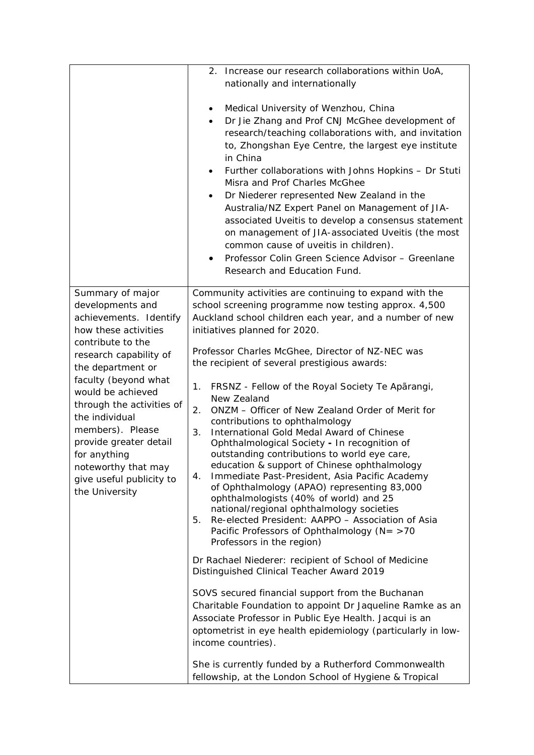| | |
|---|---|
| | 2. Increase our research collaborations within UoA, nationally and internationally<br><br>• Medical University of Wenzhou, China<br>• Dr Jie Zhang and Prof CNJ McGhee development of research/teaching collaborations with, and invitation to, Zhongshan Eye Centre, the largest eye institute in China<br>• Further collaborations with Johns Hopkins – Dr Stuti Misra and Prof Charles McGhee<br>• Dr Niederer represented New Zealand in the Australia/NZ Expert Panel on Management of JIA-associated Uveitis to develop a consensus statement on management of JIA-associated Uveitis (the most common cause of uveitis in children).<br>• Professor Colin Green Science Advisor – Greenlane Research and Education Fund. |
| Summary of major developments and achievements. Identify how these activities contribute to the research capability of the department or faculty (beyond what would be achieved through the activities of the individual members). Please provide greater detail for anything noteworthy that may give useful publicity to the University | Community activities are continuing to expand with the school screening programme now testing approx. 4,500 Auckland school children each year, and a number of new initiatives planned for 2020.<br><br>Professor Charles McGhee, Director of NZ-NEC was the recipient of several prestigious awards:<br><br>1. FRSNZ - Fellow of the Royal Society Te Apārangi, New Zealand<br>2. ONZM – Officer of New Zealand Order of Merit for contributions to ophthalmology<br>3. International Gold Medal Award of Chinese Ophthalmological Society **-** In recognition of outstanding contributions to world eye care, education & support of Chinese ophthalmology<br>4. Immediate Past-President, Asia Pacific Academy of Ophthalmology (APAO) representing 83,000 ophthalmologists (40% of world) and 25 national/regional ophthalmology societies<br>5. Re-elected President: AAPPO – Association of Asia Pacific Professors of Ophthalmology (N= >70 Professors in the region)<br><br>Dr Rachael Niederer: recipient of School of Medicine Distinguished Clinical Teacher Award 2019<br><br>SOVS secured financial support from the Buchanan Charitable Foundation to appoint Dr Jaqueline Ramke as an Associate Professor in Public Eye Health. Jacqui is an optometrist in eye health epidemiology (particularly in low-income countries).<br><br>She is currently funded by a Rutherford Commonwealth fellowship, at the London School of Hygiene & Tropical |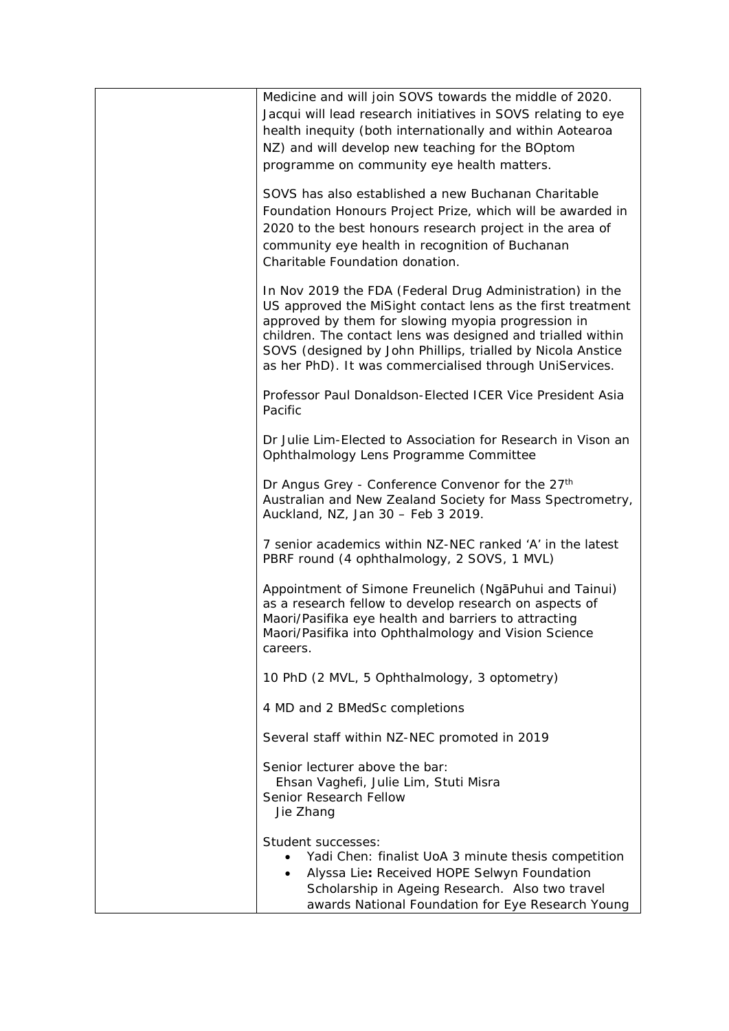| | |
|---|---|
| | Medicine and will join SOVS towards the middle of 2020. Jacqui will lead research initiatives in SOVS relating to eye health inequity (both internationally and within Aotearoa NZ) and will develop new teaching for the BOptom programme on community eye health matters.<br><br>SOVS has also established a new Buchanan Charitable Foundation Honours Project Prize, which will be awarded in 2020 to the best honours research project in the area of community eye health in recognition of Buchanan Charitable Foundation donation.<br><br>In Nov 2019 the FDA (Federal Drug Administration) in the US approved the MiSight contact lens as the first treatment approved by them for slowing myopia progression in children. The contact lens was designed and trialled within SOVS (designed by John Phillips, trialled by Nicola Anstice as her PhD). It was commercialised through UniServices.<br><br>Professor Paul Donaldson-Elected ICER Vice President Asia Pacific<br><br>Dr Julie Lim-Elected to Association for Research in Vison an Ophthalmology Lens Programme Committee<br><br>Dr Angus Grey - Conference Convenor for the 27th Australian and New Zealand Society for Mass Spectrometry, Auckland, NZ, Jan 30 – Feb 3 2019.<br><br>7 senior academics within NZ-NEC ranked 'A' in the latest PBRF round (4 ophthalmology, 2 SOVS, 1 MVL)<br><br>Appointment of Simone Freunelich (NgāPuhui and Tainui) as a research fellow to develop research on aspects of Maori/Pasifika eye health and barriers to attracting Maori/Pasifika into Ophthalmology and Vision Science careers.<br><br>10 PhD (2 MVL, 5 Ophthalmology, 3 optometry)<br><br>4 MD and 2 BMedSc completions<br><br>Several staff within NZ-NEC promoted in 2019<br><br>Senior lecturer above the bar:<br>Ehsan Vaghefi, Julie Lim, Stuti Misra<br>Senior Research Fellow<br>Jie Zhang<br><br>Student successes:<br>• Yadi Chen: finalist UoA 3 minute thesis competition<br>• Alyssa Lie**:** Received HOPE Selwyn Foundation Scholarship in Ageing Research. Also two travel awards National Foundation for Eye Research Young |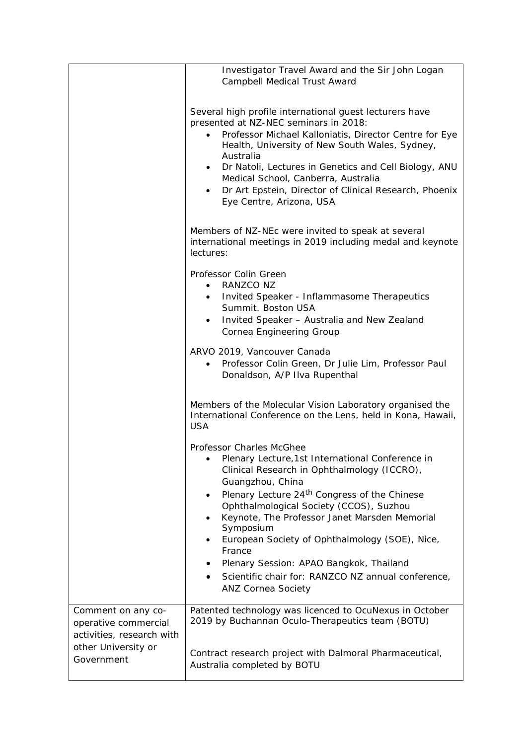| | |
|---|---|
| | Investigator Travel Award and the Sir John Logan Campbell Medical Trust Award<br><br>Several high profile international guest lecturers have presented at NZ-NEC seminars in 2018:<br>• Professor Michael Kalloniatis, Director Centre for Eye Health, University of New South Wales, Sydney, Australia<br>• Dr Natoli, Lectures in Genetics and Cell Biology, ANU Medical School, Canberra, Australia<br>• Dr Art Epstein, Director of Clinical Research, Phoenix Eye Centre, Arizona, USA<br><br>Members of NZ-NEc were invited to speak at several international meetings in 2019 including medal and keynote lectures:<br><br>Professor Colin Green<br>• RANZCO NZ<br>• Invited Speaker - Inflammasome Therapeutics Summit. Boston USA<br>• Invited Speaker – Australia and New Zealand Cornea Engineering Group<br><br>ARVO 2019, Vancouver Canada<br>• Professor Colin Green, Dr Julie Lim, Professor Paul Donaldson, A/P Ilva Rupenthal<br><br>Members of the Molecular Vision Laboratory organised the International Conference on the Lens, held in Kona, Hawaii, USA<br><br>Professor Charles McGhee<br>• Plenary Lecture,1st International Conference in Clinical Research in Ophthalmology (ICCRO), Guangzhou, China<br>• Plenary Lecture 24th Congress of the Chinese Ophthalmological Society (CCOS), Suzhou<br>• Keynote, The Professor Janet Marsden Memorial Symposium<br>• European Society of Ophthalmology (SOE), Nice, France<br>• Plenary Session: APAO Bangkok, Thailand<br>• Scientific chair for: RANZCO NZ annual conference, ANZ Cornea Society |
| Comment on any co-operative commercial activities, research with other University or Government | Patented technology was licenced to OcuNexus in October 2019 by Buchannan Oculo-Therapeutics team (BOTU)<br><br>Contract research project with Dalmoral Pharmaceutical, Australia completed by BOTU |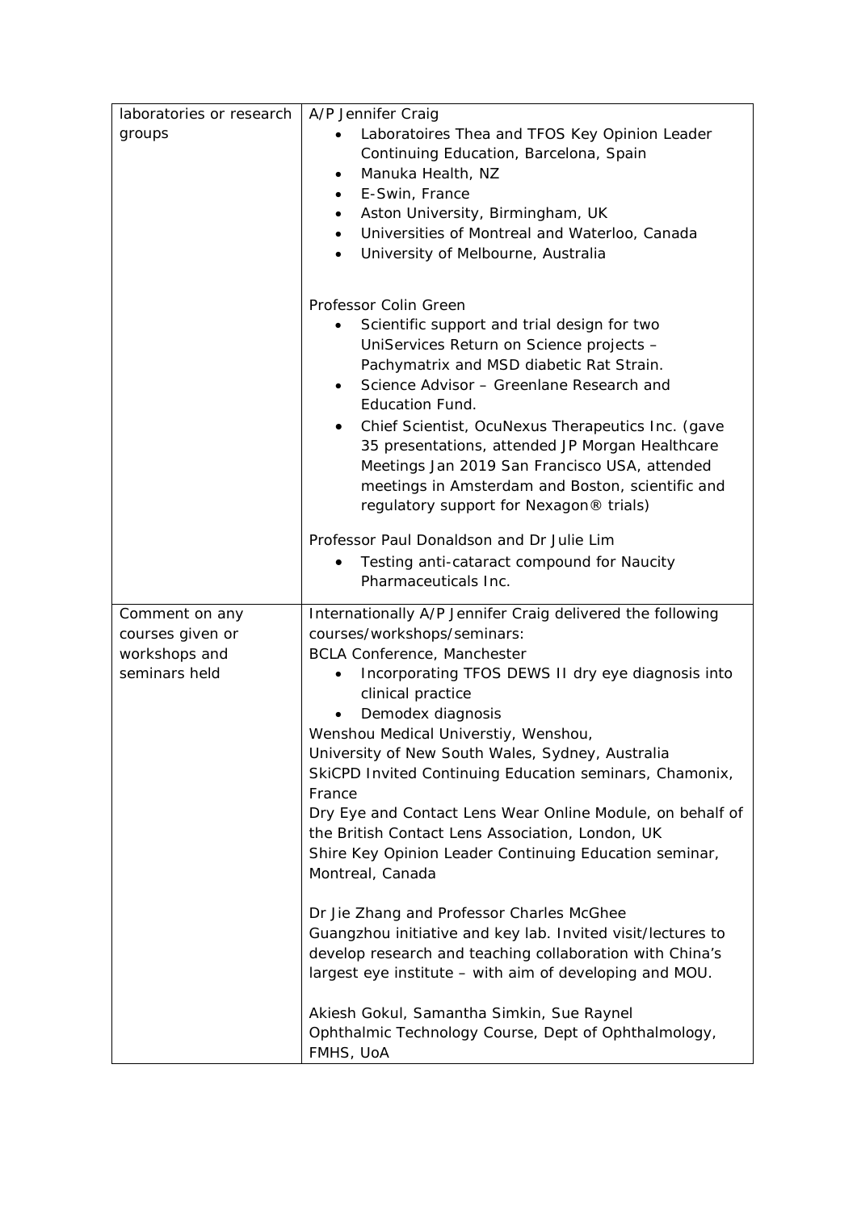| laboratories or research groups | A/P Jennifer Craig<br>• Laboratoires Thea and TFOS Key Opinion Leader Continuing Education, Barcelona, Spain<br>• Manuka Health, NZ<br>• E-Swin, France<br>• Aston University, Birmingham, UK<br>• Universities of Montreal and Waterloo, Canada<br>• University of Melbourne, Australia<br><br>Professor Colin Green<br>• Scientific support and trial design for two UniServices Return on Science projects – Pachymatrix and MSD diabetic Rat Strain.<br>• Science Advisor – Greenlane Research and Education Fund.<br>• Chief Scientist, OcuNexus Therapeutics Inc. (gave 35 presentations, attended JP Morgan Healthcare Meetings Jan 2019 San Francisco USA, attended meetings in Amsterdam and Boston, scientific and regulatory support for Nexagon® trials)<br><br>Professor Paul Donaldson and Dr Julie Lim<br>• Testing anti-cataract compound for Naucity Pharmaceuticals Inc. |
|---|---|
| Comment on any courses given or workshops and seminars held | Internationally A/P Jennifer Craig delivered the following courses/workshops/seminars:<br>BCLA Conference, Manchester<br>• Incorporating TFOS DEWS II dry eye diagnosis into clinical practice<br>• Demodex diagnosis<br>Wenshou Medical Universtiy, Wenshou,<br>University of New South Wales, Sydney, Australia<br>SkiCPD Invited Continuing Education seminars, Chamonix, France<br>Dry Eye and Contact Lens Wear Online Module, on behalf of the British Contact Lens Association, London, UK<br>Shire Key Opinion Leader Continuing Education seminar, Montreal, Canada<br><br>Dr Jie Zhang and Professor Charles McGhee<br>Guangzhou initiative and key lab. Invited visit/lectures to develop research and teaching collaboration with China's largest eye institute – with aim of developing and MOU.<br><br>Akiesh Gokul, Samantha Simkin, Sue Raynel<br>Ophthalmic Technology Course, Dept of Ophthalmology, FMHS, UoA |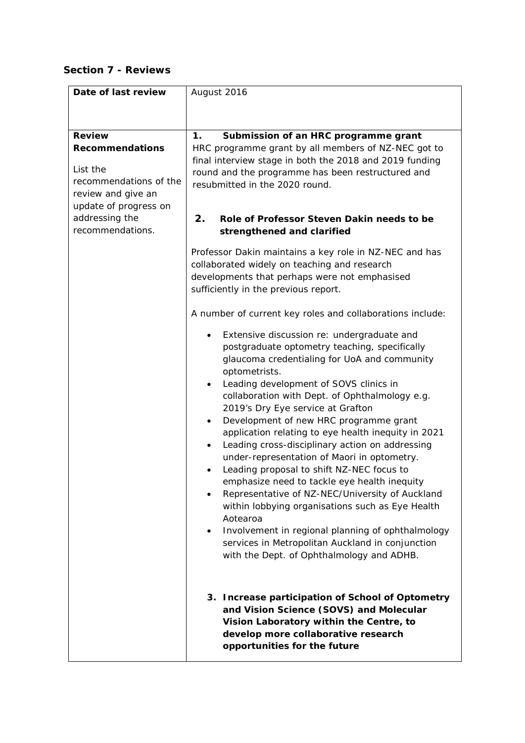## Section 7 - Reviews

| Date of last review | August 2016 |
|---|---|
| **Review Recommendations**<br><br>List the recommendations of the review and give an update of progress on addressing the recommendations. | **1. Submission of an HRC programme grant**<br>HRC programme grant by all members of NZ-NEC got to final interview stage in both the 2018 and 2019 funding round and the programme has been restructured and resubmitted in the 2020 round.<br><br>**2. Role of Professor Steven Dakin needs to be strengthened and clarified**<br><br>Professor Dakin maintains a key role in NZ-NEC and has collaborated widely on teaching and research developments that perhaps were not emphasised sufficiently in the previous report.<br><br>A number of current key roles and collaborations include:<br><br>• Extensive discussion re: undergraduate and postgraduate optometry teaching, specifically glaucoma credentialing for UoA and community optometrists.<br>• Leading development of SOVS clinics in collaboration with Dept. of Ophthalmology e.g. 2019's Dry Eye service at Grafton<br>• Development of new HRC programme grant application relating to eye health inequity in 2021<br>• Leading cross-disciplinary action on addressing under-representation of Maori in optometry.<br>• Leading proposal to shift NZ-NEC focus to emphasize need to tackle eye health inequity<br>• Representative of NZ-NEC/University of Auckland within lobbying organisations such as Eye Health Aotearoa<br>• Involvement in regional planning of ophthalmology services in Metropolitan Auckland in conjunction with the Dept. of Ophthalmology and ADHB.<br><br>**3. Increase participation of School of Optometry and Vision Science (SOVS) and Molecular Vision Laboratory within the Centre, to develop more collaborative research opportunities for the future** |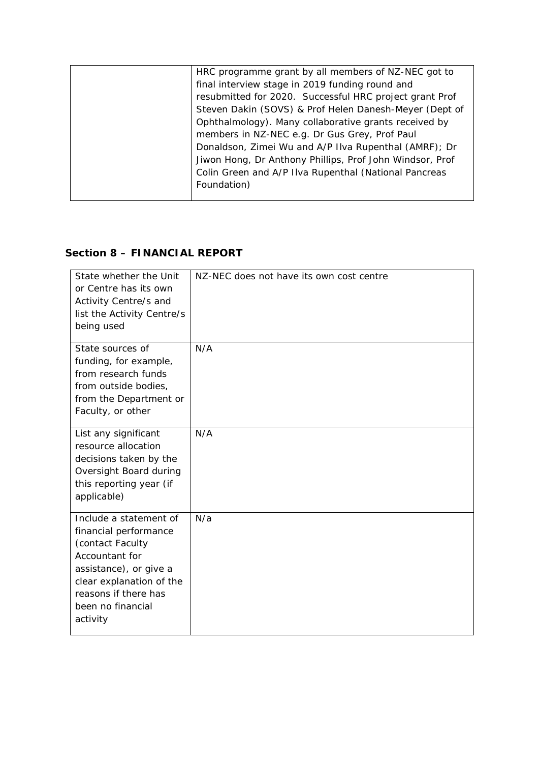| | HRC programme grant by all members of NZ-NEC got to final interview stage in 2019 funding round and resubmitted for 2020. Successful HRC project grant Prof Steven Dakin (SOVS) & Prof Helen Danesh-Meyer (Dept of Ophthalmology). Many collaborative grants received by members in NZ-NEC e.g. Dr Gus Grey, Prof Paul Donaldson, Zimei Wu and A/P Ilva Rupenthal (AMRF); Dr Jiwon Hong, Dr Anthony Phillips, Prof John Windsor, Prof Colin Green and A/P Ilva Rupenthal (National Pancreas Foundation) |
|---|---|

## Section 8 – FINANCIAL REPORT

| | |
|---|---|
| State whether the Unit or Centre has its own Activity Centre/s and list the Activity Centre/s being used | NZ-NEC does not have its own cost centre |
| State sources of funding, for example, from research funds from outside bodies, from the Department or Faculty, or other | N/A |
| List any significant resource allocation decisions taken by the Oversight Board during this reporting year (if applicable) | N/A |
| Include a statement of financial performance (contact Faculty Accountant for assistance), or give a clear explanation of the reasons if there has been no financial activity | N/a |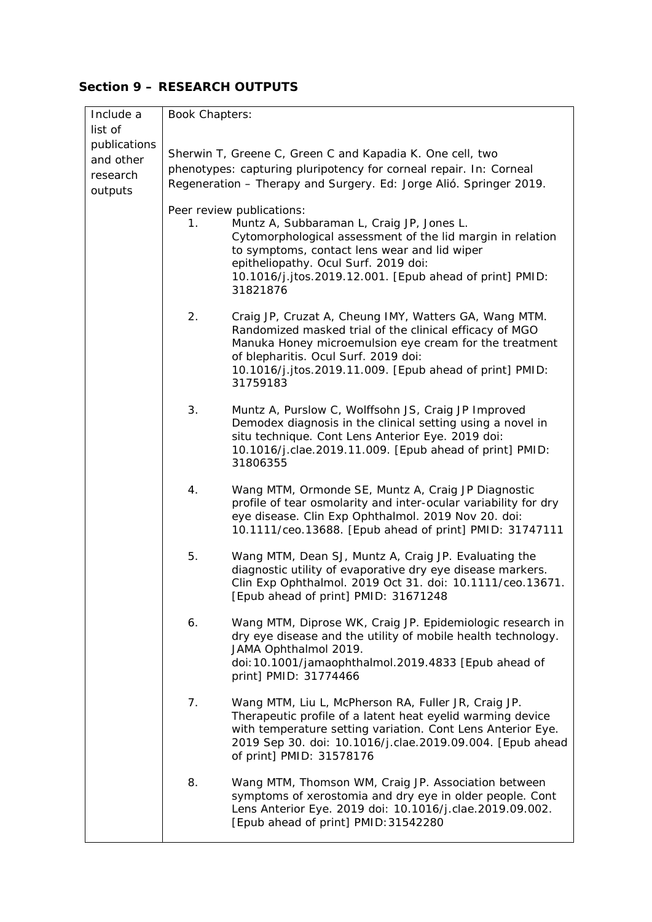## Section 9 – RESEARCH OUTPUTS

| Include a list of publications and other research outputs | Book Chapters:<br><br>Sherwin T, Greene C, Green C and Kapadia K. One cell, two phenotypes: capturing pluripotency for corneal repair. In: Corneal Regeneration – Therapy and Surgery. Ed: Jorge Alió. Springer 2019.<br><br>Peer review publications:<br>1. Muntz A, Subbaraman L, Craig JP, Jones L. Cytomorphological assessment of the lid margin in relation to symptoms, contact lens wear and lid wiper epitheliopathy. Ocul Surf. 2019 doi: 10.1016/j.jtos.2019.12.001. [Epub ahead of print] PMID: 31821876<br><br>2. Craig JP, Cruzat A, Cheung IMY, Watters GA, Wang MTM. Randomized masked trial of the clinical efficacy of MGO Manuka Honey microemulsion eye cream for the treatment of blepharitis. Ocul Surf. 2019 doi: 10.1016/j.jtos.2019.11.009. [Epub ahead of print] PMID: 31759183<br><br>3. Muntz A, Purslow C, Wolffsohn JS, Craig JP Improved Demodex diagnosis in the clinical setting using a novel in situ technique. Cont Lens Anterior Eye. 2019 doi: 10.1016/j.clae.2019.11.009. [Epub ahead of print] PMID: 31806355<br><br>4. Wang MTM, Ormonde SE, Muntz A, Craig JP Diagnostic profile of tear osmolarity and inter-ocular variability for dry eye disease. Clin Exp Ophthalmol. 2019 Nov 20. doi: 10.1111/ceo.13688. [Epub ahead of print] PMID: 31747111<br><br>5. Wang MTM, Dean SJ, Muntz A, Craig JP. Evaluating the diagnostic utility of evaporative dry eye disease markers. Clin Exp Ophthalmol. 2019 Oct 31. doi: 10.1111/ceo.13671. [Epub ahead of print] PMID: 31671248<br><br>6. Wang MTM, Diprose WK, Craig JP. Epidemiologic research in dry eye disease and the utility of mobile health technology. JAMA Ophthalmol 2019. doi:10.1001/jamaophthalmol.2019.4833 [Epub ahead of print] PMID: 31774466<br><br>7. Wang MTM, Liu L, McPherson RA, Fuller JR, Craig JP. Therapeutic profile of a latent heat eyelid warming device with temperature setting variation. Cont Lens Anterior Eye. 2019 Sep 30. doi: 10.1016/j.clae.2019.09.004. [Epub ahead of print] PMID: 31578176<br><br>8. Wang MTM, Thomson WM, Craig JP. Association between symptoms of xerostomia and dry eye in older people. Cont Lens Anterior Eye. 2019 doi: 10.1016/j.clae.2019.09.002. [Epub ahead of print] PMID:31542280 |
| --- | --- |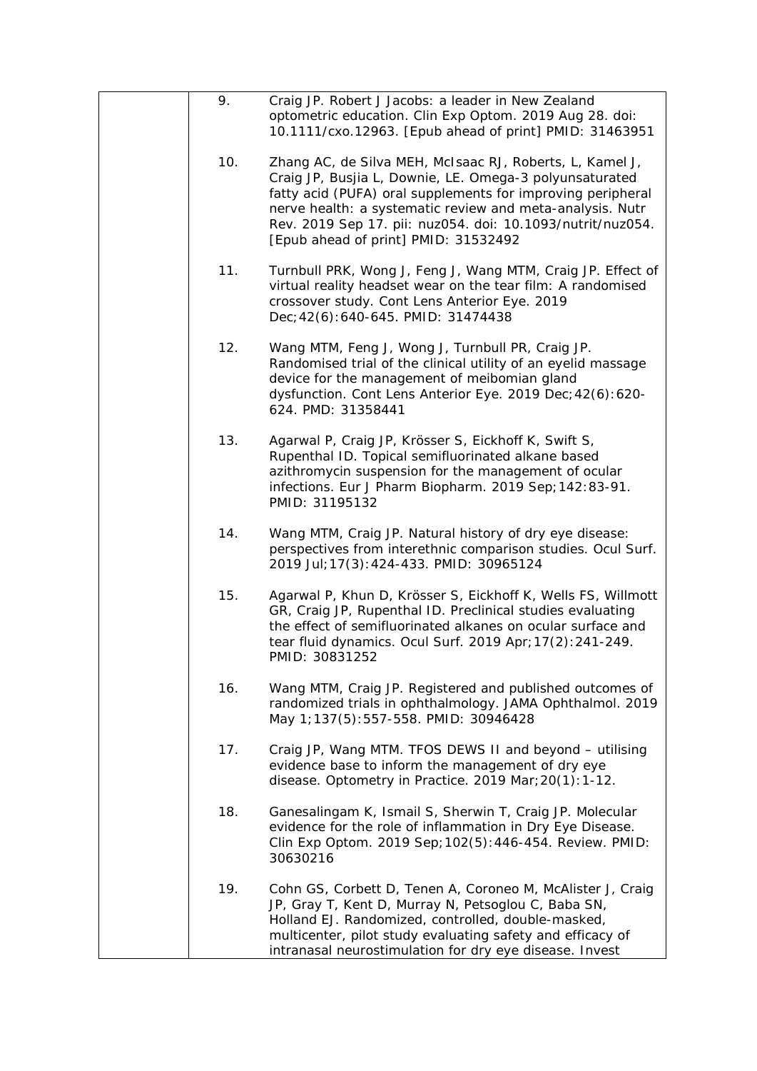9. Craig JP. Robert J Jacobs: a leader in New Zealand optometric education. Clin Exp Optom. 2019 Aug 28. doi: 10.1111/cxo.12963. [Epub ahead of print] PMID: 31463951

10. Zhang AC, de Silva MEH, McIsaac RJ, Roberts, L, Kamel J, Craig JP, Busjia L, Downie, LE. Omega-3 polyunsaturated fatty acid (PUFA) oral supplements for improving peripheral nerve health: a systematic review and meta-analysis. Nutr Rev. 2019 Sep 17. pii: nuz054. doi: 10.1093/nutrit/nuz054. [Epub ahead of print] PMID: 31532492

11. Turnbull PRK, Wong J, Feng J, Wang MTM, Craig JP. Effect of virtual reality headset wear on the tear film: A randomised crossover study. Cont Lens Anterior Eye. 2019 Dec;42(6):640-645. PMID: 31474438

12. Wang MTM, Feng J, Wong J, Turnbull PR, Craig JP. Randomised trial of the clinical utility of an eyelid massage device for the management of meibomian gland dysfunction. Cont Lens Anterior Eye. 2019 Dec;42(6):620-624. PMD: 31358441

13. Agarwal P, Craig JP, Krösser S, Eickhoff K, Swift S, Rupenthal ID. Topical semifluorinated alkane based azithromycin suspension for the management of ocular infections. Eur J Pharm Biopharm. 2019 Sep;142:83-91. PMID: 31195132

14. Wang MTM, Craig JP. Natural history of dry eye disease: perspectives from interethnic comparison studies. Ocul Surf. 2019 Jul;17(3):424-433. PMID: 30965124

15. Agarwal P, Khun D, Krösser S, Eickhoff K, Wells FS, Willmott GR, Craig JP, Rupenthal ID. Preclinical studies evaluating the effect of semifluorinated alkanes on ocular surface and tear fluid dynamics. Ocul Surf. 2019 Apr;17(2):241-249. PMID: 30831252

16. Wang MTM, Craig JP. Registered and published outcomes of randomized trials in ophthalmology. JAMA Ophthalmol. 2019 May 1;137(5):557-558. PMID: 30946428

17. Craig JP, Wang MTM. TFOS DEWS II and beyond – utilising evidence base to inform the management of dry eye disease. Optometry in Practice. 2019 Mar;20(1):1-12.

18. Ganesalingam K, Ismail S, Sherwin T, Craig JP. Molecular evidence for the role of inflammation in Dry Eye Disease. Clin Exp Optom. 2019 Sep;102(5):446-454. Review. PMID: 30630216

19. Cohn GS, Corbett D, Tenen A, Coroneo M, McAlister J, Craig JP, Gray T, Kent D, Murray N, Petsoglou C, Baba SN, Holland EJ. Randomized, controlled, double-masked, multicenter, pilot study evaluating safety and efficacy of intranasal neurostimulation for dry eye disease. Invest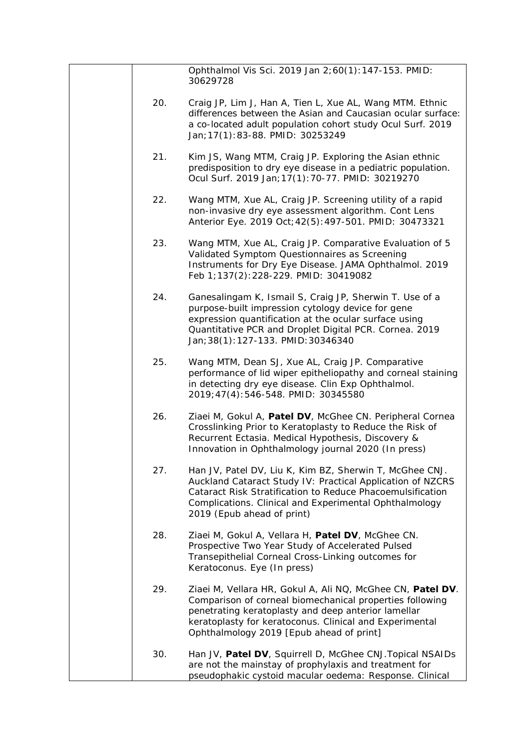Ophthalmol Vis Sci. 2019 Jan 2;60(1):147-153. PMID: 30629728

20. Craig JP, Lim J, Han A, Tien L, Xue AL, Wang MTM. Ethnic differences between the Asian and Caucasian ocular surface: a co-located adult population cohort study Ocul Surf. 2019 Jan;17(1):83-88. PMID: 30253249

21. Kim JS, Wang MTM, Craig JP. Exploring the Asian ethnic predisposition to dry eye disease in a pediatric population. Ocul Surf. 2019 Jan;17(1):70-77. PMID: 30219270

22. Wang MTM, Xue AL, Craig JP. Screening utility of a rapid non-invasive dry eye assessment algorithm. Cont Lens Anterior Eye. 2019 Oct;42(5):497-501. PMID: 30473321

23. Wang MTM, Xue AL, Craig JP. Comparative Evaluation of 5 Validated Symptom Questionnaires as Screening Instruments for Dry Eye Disease. JAMA Ophthalmol. 2019 Feb 1;137(2):228-229. PMID: 30419082

24. Ganesalingam K, Ismail S, Craig JP, Sherwin T. Use of a purpose-built impression cytology device for gene expression quantification at the ocular surface using Quantitative PCR and Droplet Digital PCR. Cornea. 2019 Jan;38(1):127-133. PMID:30346340

25. Wang MTM, Dean SJ, Xue AL, Craig JP. Comparative performance of lid wiper epitheliopathy and corneal staining in detecting dry eye disease. Clin Exp Ophthalmol. 2019;47(4):546-548. PMID: 30345580

26. Ziaei M, Gokul A, **Patel DV**, McGhee CN. Peripheral Cornea Crosslinking Prior to Keratoplasty to Reduce the Risk of Recurrent Ectasia. Medical Hypothesis, Discovery & Innovation in Ophthalmology journal 2020 (In press)

27. Han JV, Patel DV, Liu K, Kim BZ, Sherwin T, McGhee CNJ. Auckland Cataract Study IV: Practical Application of NZCRS Cataract Risk Stratification to Reduce Phacoemulsification Complications. Clinical and Experimental Ophthalmology 2019 (Epub ahead of print)

28. Ziaei M, Gokul A, Vellara H, **Patel DV**, McGhee CN. Prospective Two Year Study of Accelerated Pulsed Transepithelial Corneal Cross-Linking outcomes for Keratoconus. Eye (In press)

29. Ziaei M, Vellara HR, Gokul A, Ali NQ, McGhee CN, **Patel DV**. Comparison of corneal biomechanical properties following penetrating keratoplasty and deep anterior lamellar keratoplasty for keratoconus. Clinical and Experimental Ophthalmology 2019 [Epub ahead of print]

30. Han JV, **Patel DV**, Squirrell D, McGhee CNJ.Topical NSAIDs are not the mainstay of prophylaxis and treatment for pseudophakic cystoid macular oedema: Response. Clinical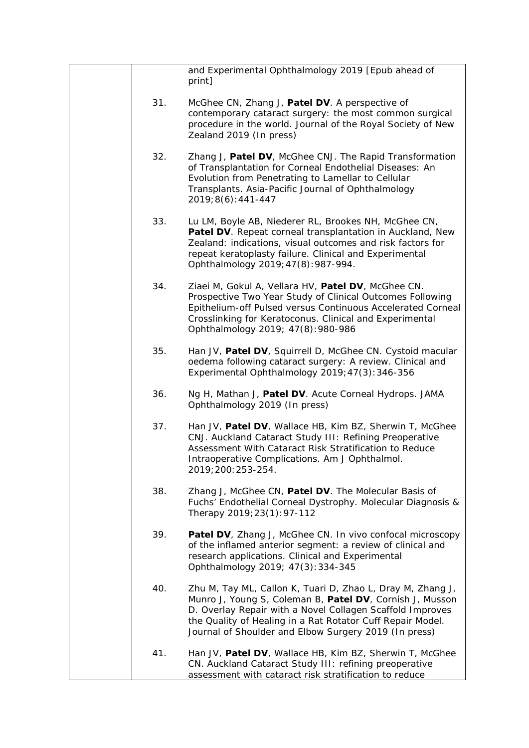and Experimental Ophthalmology 2019 [Epub ahead of print]

31. McGhee CN, Zhang J, **Patel DV**. A perspective of contemporary cataract surgery: the most common surgical procedure in the world. Journal of the Royal Society of New Zealand 2019 (In press)

32. Zhang J, **Patel DV**, McGhee CNJ. The Rapid Transformation of Transplantation for Corneal Endothelial Diseases: An Evolution from Penetrating to Lamellar to Cellular Transplants. Asia-Pacific Journal of Ophthalmology 2019;8(6):441-447

33. Lu LM, Boyle AB, Niederer RL, Brookes NH, McGhee CN, **Patel DV**. Repeat corneal transplantation in Auckland, New Zealand: indications, visual outcomes and risk factors for repeat keratoplasty failure. Clinical and Experimental Ophthalmology 2019;47(8):987-994.

34. Ziaei M, Gokul A, Vellara HV, **Patel DV**, McGhee CN. Prospective Two Year Study of Clinical Outcomes Following Epithelium-off Pulsed versus Continuous Accelerated Corneal Crosslinking for Keratoconus. Clinical and Experimental Ophthalmology 2019; 47(8):980-986

35. Han JV, **Patel DV**, Squirrell D, McGhee CN. Cystoid macular oedema following cataract surgery: A review. Clinical and Experimental Ophthalmology 2019;47(3):346-356

36. Ng H, Mathan J, **Patel DV**. Acute Corneal Hydrops. JAMA Ophthalmology 2019 (In press)

37. Han JV, **Patel DV**, Wallace HB, Kim BZ, Sherwin T, McGhee CNJ. Auckland Cataract Study III: Refining Preoperative Assessment With Cataract Risk Stratification to Reduce Intraoperative Complications. Am J Ophthalmol. 2019;200:253-254.

38. Zhang J, McGhee CN, **Patel DV**. The Molecular Basis of Fuchs' Endothelial Corneal Dystrophy. Molecular Diagnosis & Therapy 2019;23(1):97-112

39. **Patel DV**, Zhang J, McGhee CN. In vivo confocal microscopy of the inflamed anterior segment: a review of clinical and research applications. Clinical and Experimental Ophthalmology 2019; 47(3):334-345

40. Zhu M, Tay ML, Callon K, Tuari D, Zhao L, Dray M, Zhang J, Munro J, Young S, Coleman B, **Patel DV**, Cornish J, Musson D. Overlay Repair with a Novel Collagen Scaffold Improves the Quality of Healing in a Rat Rotator Cuff Repair Model. Journal of Shoulder and Elbow Surgery 2019 (In press)

41. Han JV, **Patel DV**, Wallace HB, Kim BZ, Sherwin T, McGhee CN. Auckland Cataract Study III: refining preoperative assessment with cataract risk stratification to reduce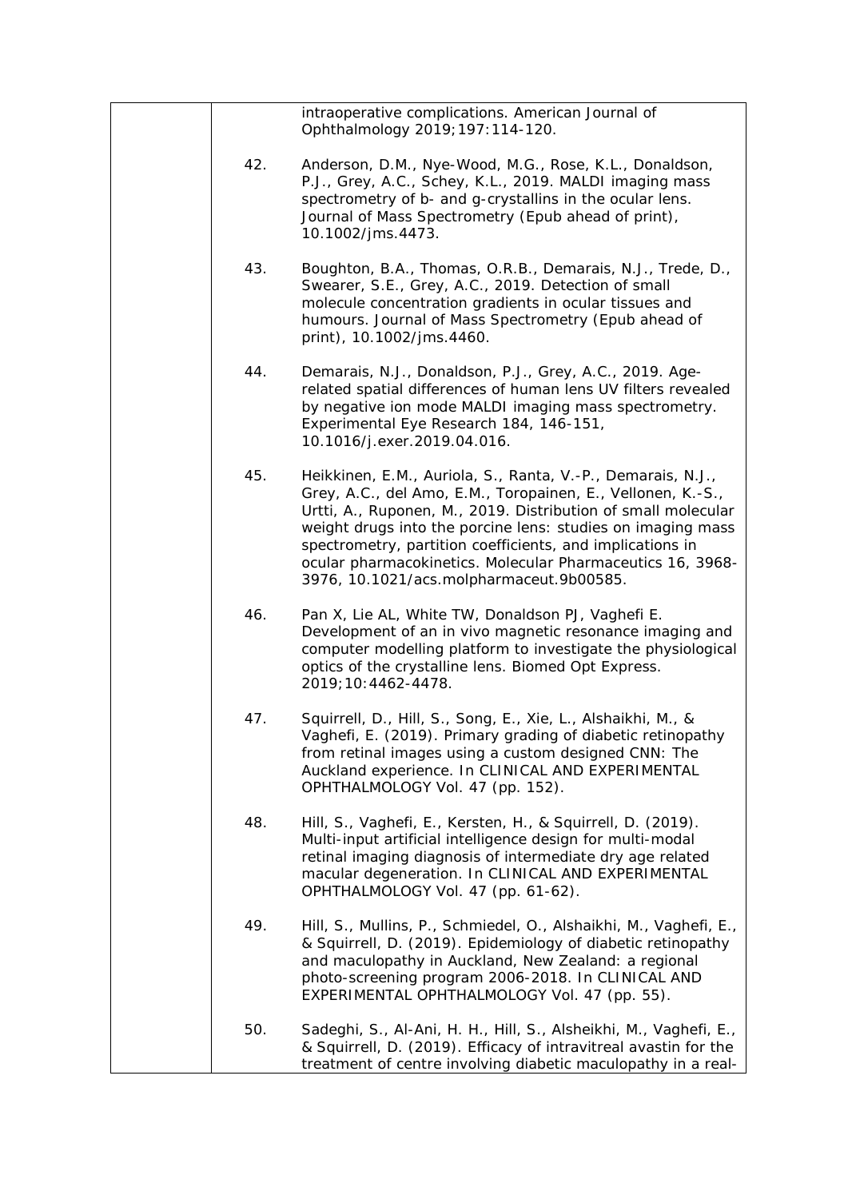intraoperative complications. American Journal of Ophthalmology 2019;197:114-120.

42. Anderson, D.M., Nye-Wood, M.G., Rose, K.L., Donaldson, P.J., Grey, A.C., Schey, K.L., 2019. MALDI imaging mass spectrometry of b- and g-crystallins in the ocular lens. Journal of Mass Spectrometry (Epub ahead of print), 10.1002/jms.4473.

43. Boughton, B.A., Thomas, O.R.B., Demarais, N.J., Trede, D., Swearer, S.E., Grey, A.C., 2019. Detection of small molecule concentration gradients in ocular tissues and humours. Journal of Mass Spectrometry (Epub ahead of print), 10.1002/jms.4460.

44. Demarais, N.J., Donaldson, P.J., Grey, A.C., 2019. Age-related spatial differences of human lens UV filters revealed by negative ion mode MALDI imaging mass spectrometry. Experimental Eye Research 184, 146-151, 10.1016/j.exer.2019.04.016.

45. Heikkinen, E.M., Auriola, S., Ranta, V.-P., Demarais, N.J., Grey, A.C., del Amo, E.M., Toropainen, E., Vellonen, K.-S., Urtti, A., Ruponen, M., 2019. Distribution of small molecular weight drugs into the porcine lens: studies on imaging mass spectrometry, partition coefficients, and implications in ocular pharmacokinetics. Molecular Pharmaceutics 16, 3968-3976, 10.1021/acs.molpharmaceut.9b00585.

46. Pan X, Lie AL, White TW, Donaldson PJ, Vaghefi E. Development of an in vivo magnetic resonance imaging and computer modelling platform to investigate the physiological optics of the crystalline lens. Biomed Opt Express. 2019;10:4462-4478.

47. Squirrell, D., Hill, S., Song, E., Xie, L., Alshaikhi, M., & Vaghefi, E. (2019). Primary grading of diabetic retinopathy from retinal images using a custom designed CNN: The Auckland experience. In CLINICAL AND EXPERIMENTAL OPHTHALMOLOGY Vol. 47 (pp. 152).

48. Hill, S., Vaghefi, E., Kersten, H., & Squirrell, D. (2019). Multi-input artificial intelligence design for multi-modal retinal imaging diagnosis of intermediate dry age related macular degeneration. In CLINICAL AND EXPERIMENTAL OPHTHALMOLOGY Vol. 47 (pp. 61-62).

49. Hill, S., Mullins, P., Schmiedel, O., Alshaikhi, M., Vaghefi, E., & Squirrell, D. (2019). Epidemiology of diabetic retinopathy and maculopathy in Auckland, New Zealand: a regional photo-screening program 2006-2018. In CLINICAL AND EXPERIMENTAL OPHTHALMOLOGY Vol. 47 (pp. 55).

50. Sadeghi, S., Al-Ani, H. H., Hill, S., Alsheikhi, M., Vaghefi, E., & Squirrell, D. (2019). Efficacy of intravitreal avastin for the treatment of centre involving diabetic maculopathy in a real-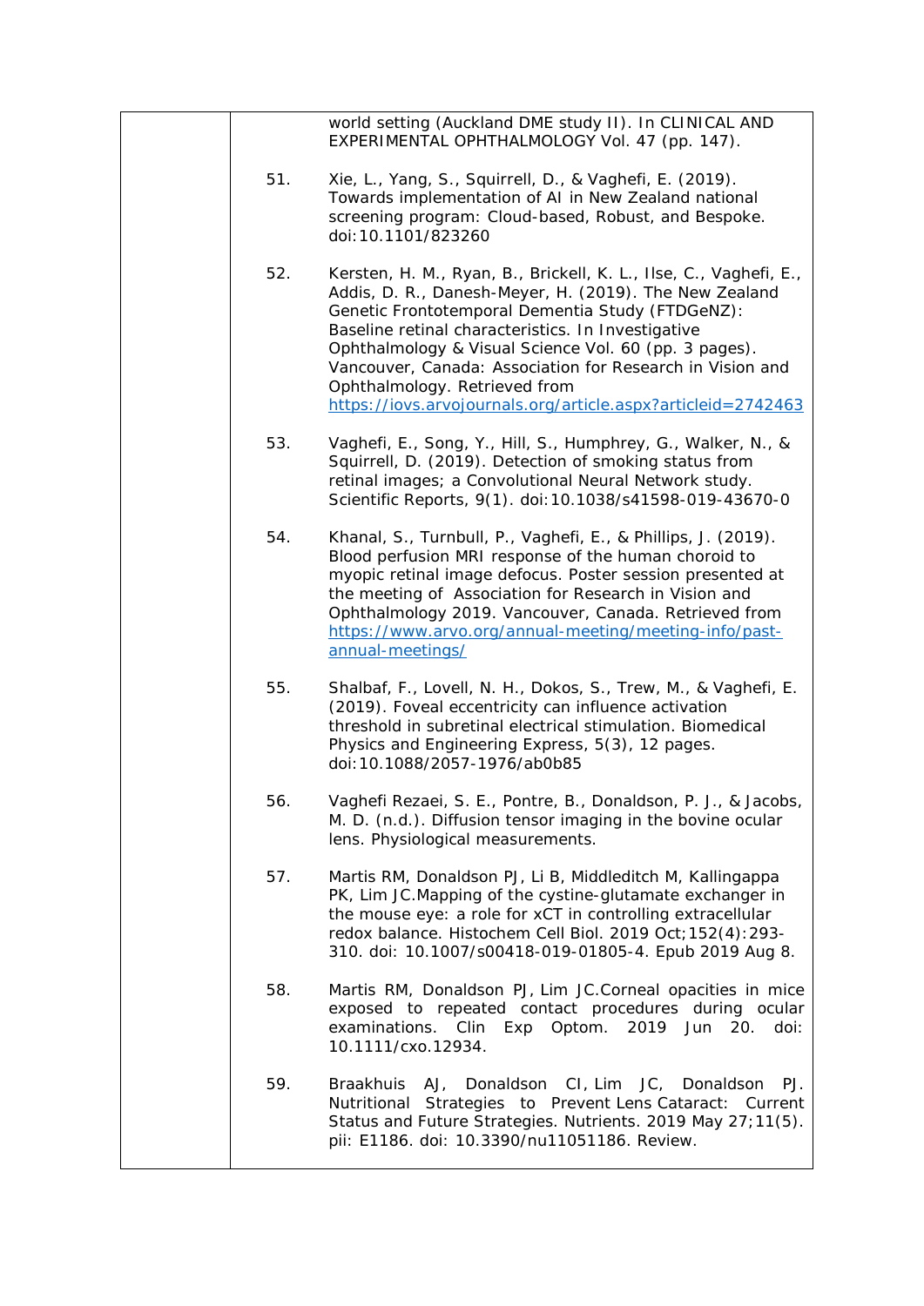world setting (Auckland DME study II). In CLINICAL AND EXPERIMENTAL OPHTHALMOLOGY Vol. 47 (pp. 147).

51. Xie, L., Yang, S., Squirrell, D., & Vaghefi, E. (2019). Towards implementation of AI in New Zealand national screening program: Cloud-based, Robust, and Bespoke. doi:10.1101/823260

52. Kersten, H. M., Ryan, B., Brickell, K. L., Ilse, C., Vaghefi, E., Addis, D. R., Danesh-Meyer, H. (2019). The New Zealand Genetic Frontotemporal Dementia Study (FTDGeNZ): Baseline retinal characteristics. In Investigative Ophthalmology & Visual Science Vol. 60 (pp. 3 pages). Vancouver, Canada: Association for Research in Vision and Ophthalmology. Retrieved from https://iovs.arvojournals.org/article.aspx?articleid=2742463

53. Vaghefi, E., Song, Y., Hill, S., Humphrey, G., Walker, N., & Squirrell, D. (2019). Detection of smoking status from retinal images; a Convolutional Neural Network study. Scientific Reports, 9(1). doi:10.1038/s41598-019-43670-0

54. Khanal, S., Turnbull, P., Vaghefi, E., & Phillips, J. (2019). Blood perfusion MRI response of the human choroid to myopic retinal image defocus. Poster session presented at the meeting of Association for Research in Vision and Ophthalmology 2019. Vancouver, Canada. Retrieved from https://www.arvo.org/annual-meeting/meeting-info/past-annual-meetings/

55. Shalbaf, F., Lovell, N. H., Dokos, S., Trew, M., & Vaghefi, E. (2019). Foveal eccentricity can influence activation threshold in subretinal electrical stimulation. Biomedical Physics and Engineering Express, 5(3), 12 pages. doi:10.1088/2057-1976/ab0b85

56. Vaghefi Rezaei, S. E., Pontre, B., Donaldson, P. J., & Jacobs, M. D. (n.d.). Diffusion tensor imaging in the bovine ocular lens. Physiological measurements.

57. Martis RM, Donaldson PJ, Li B, Middleditch M, Kallingappa PK, Lim JC.Mapping of the cystine-glutamate exchanger in the mouse eye: a role for xCT in controlling extracellular redox balance. Histochem Cell Biol. 2019 Oct;152(4):293-310. doi: 10.1007/s00418-019-01805-4. Epub 2019 Aug 8.

58. Martis RM, Donaldson PJ, Lim JC.Corneal opacities in mice exposed to repeated contact procedures during ocular examinations. Clin Exp Optom. 2019 Jun 20. doi: 10.1111/cxo.12934.

59. Braakhuis AJ, Donaldson CI, Lim JC, Donaldson PJ. Nutritional Strategies to Prevent Lens Cataract: Current Status and Future Strategies. Nutrients. 2019 May 27;11(5). pii: E1186. doi: 10.3390/nu11051186. Review.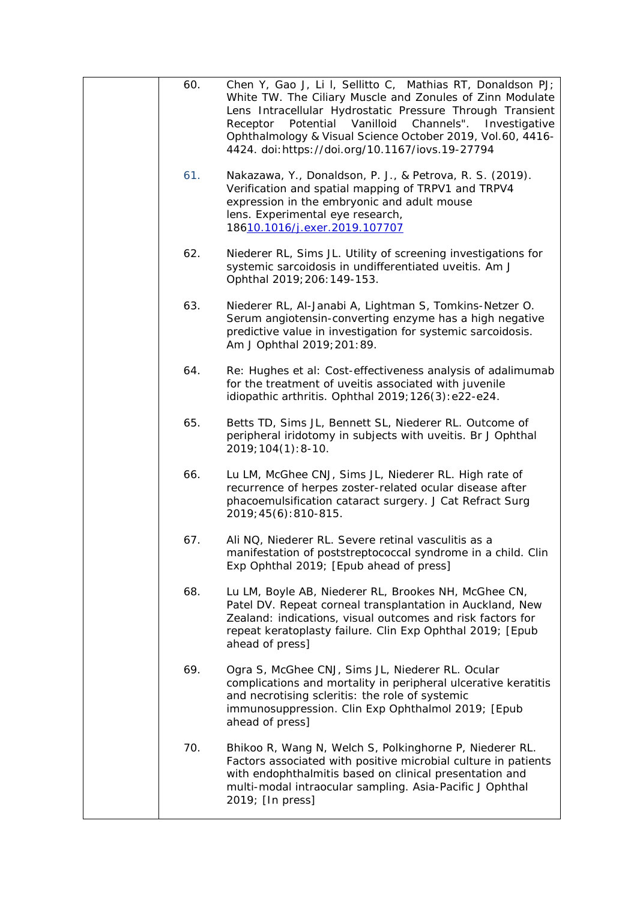60. Chen Y, Gao J, Li l, Sellitto C, Mathias RT, Donaldson PJ; White TW. The Ciliary Muscle and Zonules of Zinn Modulate Lens Intracellular Hydrostatic Pressure Through Transient Receptor Potential Vanilloid Channels". Investigative Ophthalmology & Visual Science October 2019, Vol.60, 4416-4424. doi:https://doi.org/10.1167/iovs.19-27794

61. Nakazawa, Y., Donaldson, P. J., & Petrova, R. S. (2019). Verification and spatial mapping of TRPV1 and TRPV4 expression in the embryonic and adult mouse lens. Experimental eye research, 18610.1016/j.exer.2019.107707

62. Niederer RL, Sims JL. Utility of screening investigations for systemic sarcoidosis in undifferentiated uveitis. Am J Ophthal 2019;206:149-153.

63. Niederer RL, Al-Janabi A, Lightman S, Tomkins-Netzer O. Serum angiotensin-converting enzyme has a high negative predictive value in investigation for systemic sarcoidosis. Am J Ophthal 2019;201:89.

64. Re: Hughes et al: Cost-effectiveness analysis of adalimumab for the treatment of uveitis associated with juvenile idiopathic arthritis. Ophthal 2019;126(3):e22-e24.

65. Betts TD, Sims JL, Bennett SL, Niederer RL. Outcome of peripheral iridotomy in subjects with uveitis. Br J Ophthal 2019;104(1):8-10.

66. Lu LM, McGhee CNJ, Sims JL, Niederer RL. High rate of recurrence of herpes zoster-related ocular disease after phacoemulsification cataract surgery. J Cat Refract Surg 2019;45(6):810-815.

67. Ali NQ, Niederer RL. Severe retinal vasculitis as a manifestation of poststreptococcal syndrome in a child. Clin Exp Ophthal 2019; [Epub ahead of press]

68. Lu LM, Boyle AB, Niederer RL, Brookes NH, McGhee CN, Patel DV. Repeat corneal transplantation in Auckland, New Zealand: indications, visual outcomes and risk factors for repeat keratoplasty failure. Clin Exp Ophthal 2019; [Epub ahead of press]

69. Ogra S, McGhee CNJ, Sims JL, Niederer RL. Ocular complications and mortality in peripheral ulcerative keratitis and necrotising scleritis: the role of systemic immunosuppression. Clin Exp Ophthalmol 2019; [Epub ahead of press]

70. Bhikoo R, Wang N, Welch S, Polkinghorne P, Niederer RL. Factors associated with positive microbial culture in patients with endophthalmitis based on clinical presentation and multi-modal intraocular sampling. Asia-Pacific J Ophthal 2019; [In press]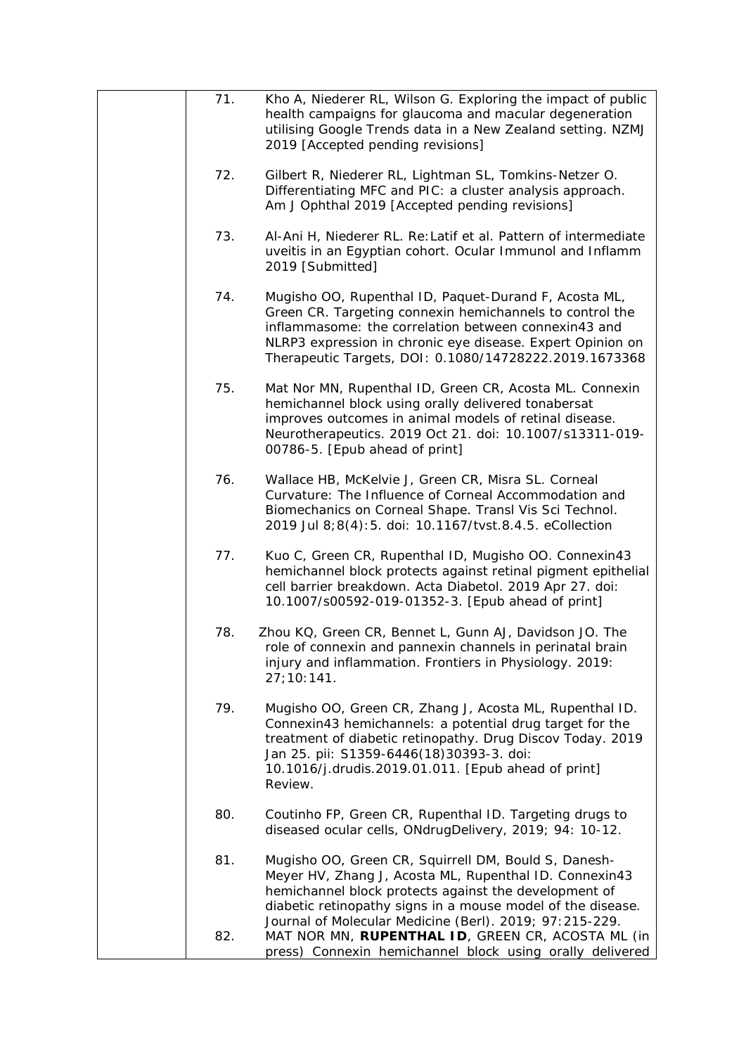71. Kho A, Niederer RL, Wilson G. Exploring the impact of public health campaigns for glaucoma and macular degeneration utilising Google Trends data in a New Zealand setting. NZMJ 2019 [Accepted pending revisions]

72. Gilbert R, Niederer RL, Lightman SL, Tomkins-Netzer O. Differentiating MFC and PIC: a cluster analysis approach. Am J Ophthal 2019 [Accepted pending revisions]

73. Al-Ani H, Niederer RL. Re:Latif et al. Pattern of intermediate uveitis in an Egyptian cohort. Ocular Immunol and Inflamm 2019 [Submitted]

74. Mugisho OO, Rupenthal ID, Paquet-Durand F, Acosta ML, Green CR. Targeting connexin hemichannels to control the inflammasome: the correlation between connexin43 and NLRP3 expression in chronic eye disease. Expert Opinion on Therapeutic Targets, DOI: 0.1080/14728222.2019.1673368

75. Mat Nor MN, Rupenthal ID, Green CR, Acosta ML. Connexin hemichannel block using orally delivered tonabersat improves outcomes in animal models of retinal disease. Neurotherapeutics. 2019 Oct 21. doi: 10.1007/s13311-019-00786-5. [Epub ahead of print]

76. Wallace HB, McKelvie J, Green CR, Misra SL. Corneal Curvature: The Influence of Corneal Accommodation and Biomechanics on Corneal Shape. Transl Vis Sci Technol. 2019 Jul 8;8(4):5. doi: 10.1167/tvst.8.4.5. eCollection

77. Kuo C, Green CR, Rupenthal ID, Mugisho OO. Connexin43 hemichannel block protects against retinal pigment epithelial cell barrier breakdown. Acta Diabetol. 2019 Apr 27. doi: 10.1007/s00592-019-01352-3. [Epub ahead of print]

78. Zhou KQ, Green CR, Bennet L, Gunn AJ, Davidson JO. The role of connexin and pannexin channels in perinatal brain injury and inflammation. Frontiers in Physiology. 2019: 27;10:141.

79. Mugisho OO, Green CR, Zhang J, Acosta ML, Rupenthal ID. Connexin43 hemichannels: a potential drug target for the treatment of diabetic retinopathy. Drug Discov Today. 2019 Jan 25. pii: S1359-6446(18)30393-3. doi: 10.1016/j.drudis.2019.01.011. [Epub ahead of print] Review.

80. Coutinho FP, Green CR, Rupenthal ID. Targeting drugs to diseased ocular cells, ONdrugDelivery, 2019; 94: 10-12.

81. Mugisho OO, Green CR, Squirrell DM, Bould S, Danesh-Meyer HV, Zhang J, Acosta ML, Rupenthal ID. Connexin43 hemichannel block protects against the development of diabetic retinopathy signs in a mouse model of the disease. Journal of Molecular Medicine (Berl). 2019; 97:215-229.

82. MAT NOR MN, **RUPENTHAL ID**, GREEN CR, ACOSTA ML (in press) Connexin hemichannel block using orally delivered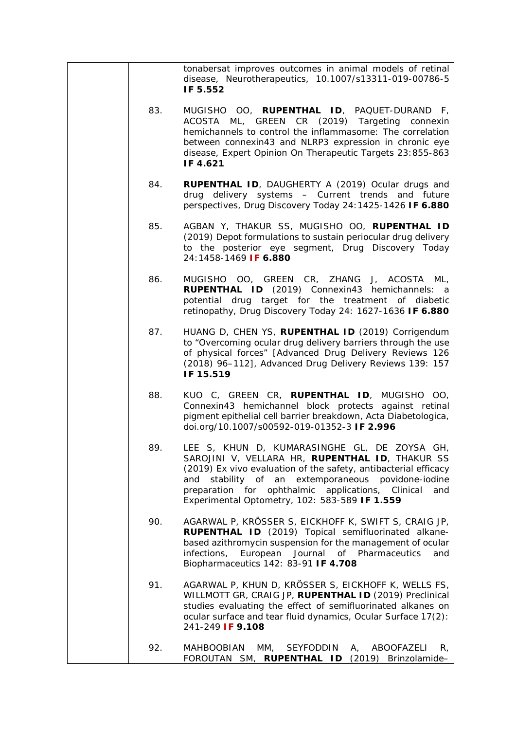tonabersat improves outcomes in animal models of retinal disease, Neurotherapeutics, 10.1007/s13311-019-00786-5 **IF 5.552**

83. MUGISHO OO, **RUPENTHAL ID**, PAQUET-DURAND F, ACOSTA ML, GREEN CR (2019) Targeting connexin hemichannels to control the inflammasome: The correlation between connexin43 and NLRP3 expression in chronic eye disease, Expert Opinion On Therapeutic Targets 23:855-863 **IF 4.621**

84. **RUPENTHAL ID**, DAUGHERTY A (2019) Ocular drugs and drug delivery systems – Current trends and future perspectives, Drug Discovery Today 24:1425-1426 **IF 6.880**

85. AGBAN Y, THAKUR SS, MUGISHO OO, **RUPENTHAL ID** (2019) Depot formulations to sustain periocular drug delivery to the posterior eye segment, Drug Discovery Today 24:1458-1469 **IF 6.880**

86. MUGISHO OO, GREEN CR, ZHANG J, ACOSTA ML, **RUPENTHAL ID** (2019) Connexin43 hemichannels: a potential drug target for the treatment of diabetic retinopathy, Drug Discovery Today 24: 1627-1636 **IF 6.880**

87. HUANG D, CHEN YS, **RUPENTHAL ID** (2019) Corrigendum to "Overcoming ocular drug delivery barriers through the use of physical forces" [Advanced Drug Delivery Reviews 126 (2018) 96–112], Advanced Drug Delivery Reviews 139: 157 **IF 15.519**

88. KUO C, GREEN CR, **RUPENTHAL ID**, MUGISHO OO, Connexin43 hemichannel block protects against retinal pigment epithelial cell barrier breakdown, Acta Diabetologica, doi.org/10.1007/s00592-019-01352-3 **IF 2.996**

89. LEE S, KHUN D, KUMARASINGHE GL, DE ZOYSA GH, SAROJINI V, VELLARA HR, **RUPENTHAL ID**, THAKUR SS (2019) Ex vivo evaluation of the safety, antibacterial efficacy and stability of an extemporaneous povidone-iodine preparation for ophthalmic applications, Clinical and Experimental Optometry, 102: 583-589 **IF 1.559**

90. AGARWAL P, KRÖSSER S, EICKHOFF K, SWIFT S, CRAIG JP, **RUPENTHAL ID** (2019) Topical semifluorinated alkane-based azithromycin suspension for the management of ocular infections, European Journal of Pharmaceutics and Biopharmaceutics 142: 83-91 **IF 4.708**

91. AGARWAL P, KHUN D, KRÖSSER S, EICKHOFF K, WELLS FS, WILLMOTT GR, CRAIG JP, **RUPENTHAL ID** (2019) Preclinical studies evaluating the effect of semifluorinated alkanes on ocular surface and tear fluid dynamics, Ocular Surface 17(2): 241-249 **IF 9.108**

92. MAHBOOBIAN MM, SEYFODDIN A, ABOOFAZELI R, FOROUTAN SM, **RUPENTHAL ID** (2019) Brinzolamide–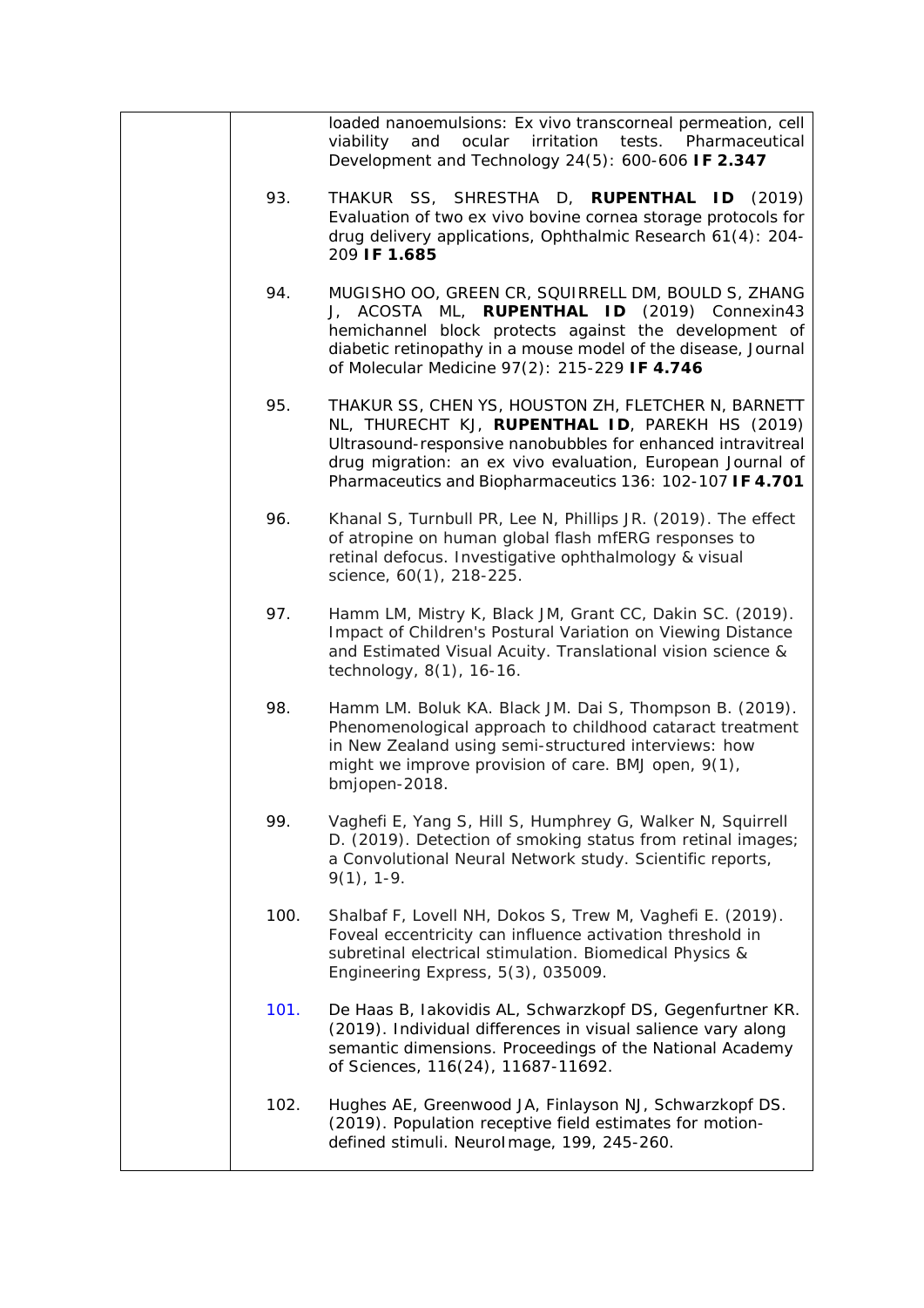loaded nanoemulsions: Ex vivo transcorneal permeation, cell viability and ocular irritation tests. Pharmaceutical Development and Technology 24(5): 600-606 **IF 2.347**

93. THAKUR SS, SHRESTHA D, **RUPENTHAL ID** (2019) Evaluation of two ex vivo bovine cornea storage protocols for drug delivery applications, Ophthalmic Research 61(4): 204-209 **IF 1.685**

94. MUGISHO OO, GREEN CR, SQUIRRELL DM, BOULD S, ZHANG J, ACOSTA ML, **RUPENTHAL ID** (2019) Connexin43 hemichannel block protects against the development of diabetic retinopathy in a mouse model of the disease, Journal of Molecular Medicine 97(2): 215-229 **IF 4.746**

95. THAKUR SS, CHEN YS, HOUSTON ZH, FLETCHER N, BARNETT NL, THURECHT KJ, **RUPENTHAL ID**, PAREKH HS (2019) Ultrasound-responsive nanobubbles for enhanced intravitreal drug migration: an ex vivo evaluation, European Journal of Pharmaceutics and Biopharmaceutics 136: 102-107 **IF 4.701**

96. Khanal S, Turnbull PR, Lee N, Phillips JR. (2019). The effect of atropine on human global flash mfERG responses to retinal defocus. Investigative ophthalmology & visual science, 60(1), 218-225.

97. Hamm LM, Mistry K, Black JM, Grant CC, Dakin SC. (2019). Impact of Children's Postural Variation on Viewing Distance and Estimated Visual Acuity. Translational vision science & technology, 8(1), 16-16.

98. Hamm LM. Boluk KA. Black JM. Dai S, Thompson B. (2019). Phenomenological approach to childhood cataract treatment in New Zealand using semi-structured interviews: how might we improve provision of care. BMJ open, 9(1), bmjopen-2018.

99. Vaghefi E, Yang S, Hill S, Humphrey G, Walker N, Squirrell D. (2019). Detection of smoking status from retinal images; a Convolutional Neural Network study. Scientific reports, 9(1), 1-9.

100. Shalbaf F, Lovell NH, Dokos S, Trew M, Vaghefi E. (2019). Foveal eccentricity can influence activation threshold in subretinal electrical stimulation. Biomedical Physics & Engineering Express, 5(3), 035009.

101. De Haas B, Iakovidis AL, Schwarzkopf DS, Gegenfurtner KR. (2019). Individual differences in visual salience vary along semantic dimensions. Proceedings of the National Academy of Sciences, 116(24), 11687-11692.

102. Hughes AE, Greenwood JA, Finlayson NJ, Schwarzkopf DS. (2019). Population receptive field estimates for motion-defined stimuli. NeuroImage, 199, 245-260.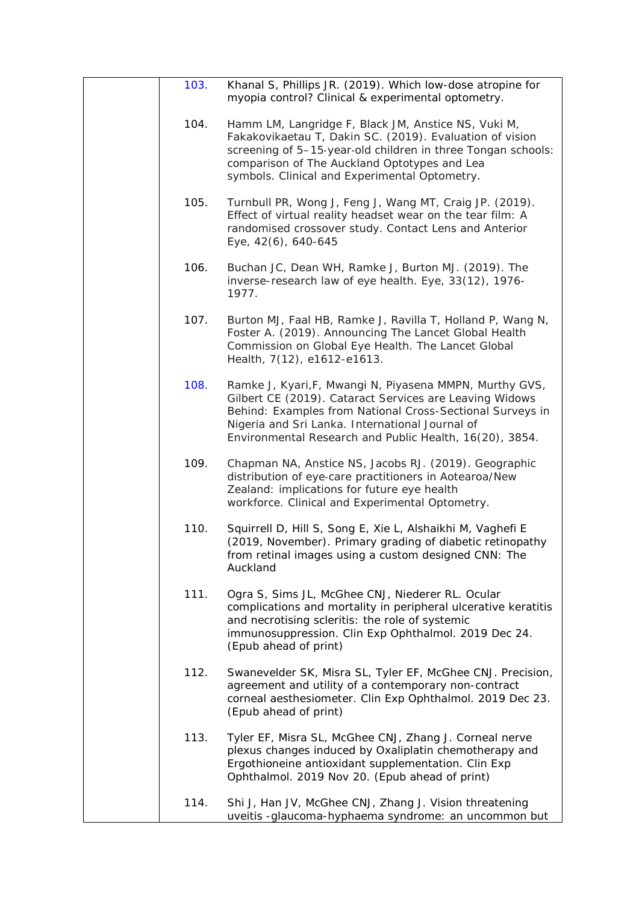| | | |
|---|---|---|
| | 103. | Khanal S, Phillips JR. (2019). Which low-dose atropine for myopia control? Clinical & experimental optometry. |
| | 104. | Hamm LM, Langridge F, Black JM, Anstice NS, Vuki M, Fakakovikaetau T, Dakin SC. (2019). Evaluation of vision screening of 5–15-year-old children in three Tongan schools: comparison of The Auckland Optotypes and Lea symbols. Clinical and Experimental Optometry. |
| | 105. | Turnbull PR, Wong J, Feng J, Wang MT, Craig JP. (2019). Effect of virtual reality headset wear on the tear film: A randomised crossover study. Contact Lens and Anterior Eye, 42(6), 640-645 |
| | 106. | Buchan JC, Dean WH, Ramke J, Burton MJ. (2019). The inverse-research law of eye health. Eye, 33(12), 1976-1977. |
| | 107. | Burton MJ, Faal HB, Ramke J, Ravilla T, Holland P, Wang N, Foster A. (2019). Announcing The Lancet Global Health Commission on Global Eye Health. The Lancet Global Health, 7(12), e1612-e1613. |
| | 108. | Ramke J, Kyari,F, Mwangi N, Piyasena MMPN, Murthy GVS, Gilbert CE (2019). Cataract Services are Leaving Widows Behind: Examples from National Cross-Sectional Surveys in Nigeria and Sri Lanka. International Journal of Environmental Research and Public Health, 16(20), 3854. |
| | 109. | Chapman NA, Anstice NS, Jacobs RJ. (2019). Geographic distribution of eye-care practitioners in Aotearoa/New Zealand: implications for future eye health workforce. Clinical and Experimental Optometry. |
| | 110. | Squirrell D, Hill S, Song E, Xie L, Alshaikhi M, Vaghefi E (2019, November). Primary grading of diabetic retinopathy from retinal images using a custom designed CNN: The Auckland |
| | 111. | Ogra S, Sims JL, McGhee CNJ, Niederer RL. Ocular complications and mortality in peripheral ulcerative keratitis and necrotising scleritis: the role of systemic immunosuppression. Clin Exp Ophthalmol. 2019 Dec 24. (Epub ahead of print) |
| | 112. | Swanevelder SK, Misra SL, Tyler EF, McGhee CNJ. Precision, agreement and utility of a contemporary non-contract corneal aesthesiometer. Clin Exp Ophthalmol. 2019 Dec 23. (Epub ahead of print) |
| | 113. | Tyler EF, Misra SL, McGhee CNJ, Zhang J. Corneal nerve plexus changes induced by Oxaliplatin chemotherapy and Ergothioneine antioxidant supplementation. Clin Exp Ophthalmol. 2019 Nov 20. (Epub ahead of print) |
| | 114. | Shi J, Han JV, McGhee CNJ, Zhang J. Vision threatening uveitis -glaucoma-hyphaema syndrome: an uncommon but |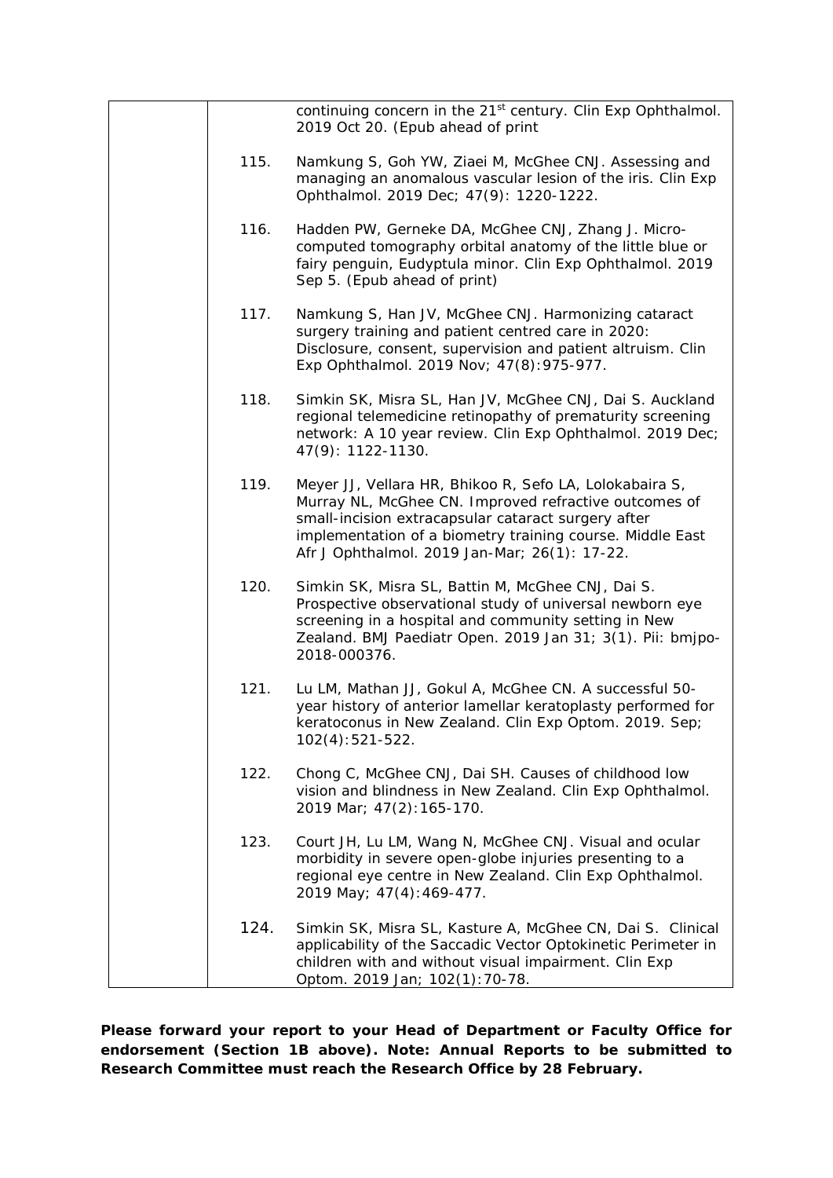| | | |
|---|---|---|
| | | continuing concern in the 21st century. Clin Exp Ophthalmol. 2019 Oct 20. (Epub ahead of print |
| | 115. | Namkung S, Goh YW, Ziaei M, McGhee CNJ. Assessing and managing an anomalous vascular lesion of the iris. Clin Exp Ophthalmol. 2019 Dec; 47(9): 1220-1222. |
| | 116. | Hadden PW, Gerneke DA, McGhee CNJ, Zhang J. Micro-computed tomography orbital anatomy of the little blue or fairy penguin, Eudyptula minor. Clin Exp Ophthalmol. 2019 Sep 5. (Epub ahead of print) |
| | 117. | Namkung S, Han JV, McGhee CNJ. Harmonizing cataract surgery training and patient centred care in 2020: Disclosure, consent, supervision and patient altruism. Clin Exp Ophthalmol. 2019 Nov; 47(8):975-977. |
| | 118. | Simkin SK, Misra SL, Han JV, McGhee CNJ, Dai S. Auckland regional telemedicine retinopathy of prematurity screening network: A 10 year review. Clin Exp Ophthalmol. 2019 Dec; 47(9): 1122-1130. |
| | 119. | Meyer JJ, Vellara HR, Bhikoo R, Sefo LA, Lolokabaira S, Murray NL, McGhee CN. Improved refractive outcomes of small-incision extracapsular cataract surgery after implementation of a biometry training course. Middle East Afr J Ophthalmol. 2019 Jan-Mar; 26(1): 17-22. |
| | 120. | Simkin SK, Misra SL, Battin M, McGhee CNJ, Dai S. Prospective observational study of universal newborn eye screening in a hospital and community setting in New Zealand. BMJ Paediatr Open. 2019 Jan 31; 3(1). Pii: bmjpo-2018-000376. |
| | 121. | Lu LM, Mathan JJ, Gokul A, McGhee CN. A successful 50-year history of anterior lamellar keratoplasty performed for keratoconus in New Zealand. Clin Exp Optom. 2019. Sep; 102(4):521-522. |
| | 122. | Chong C, McGhee CNJ, Dai SH. Causes of childhood low vision and blindness in New Zealand. Clin Exp Ophthalmol. 2019 Mar; 47(2):165-170. |
| | 123. | Court JH, Lu LM, Wang N, McGhee CNJ. Visual and ocular morbidity in severe open-globe injuries presenting to a regional eye centre in New Zealand. Clin Exp Ophthalmol. 2019 May; 47(4):469-477. |
| | 124. | Simkin SK, Misra SL, Kasture A, McGhee CN, Dai S. Clinical applicability of the Saccadic Vector Optokinetic Perimeter in children with and without visual impairment. Clin Exp Optom. 2019 Jan; 102(1):70-78. |

**Please forward your report to your Head of Department or Faculty Office for endorsement (Section 1B above). Note: Annual Reports to be submitted to Research Committee must reach the Research Office by 28 February.**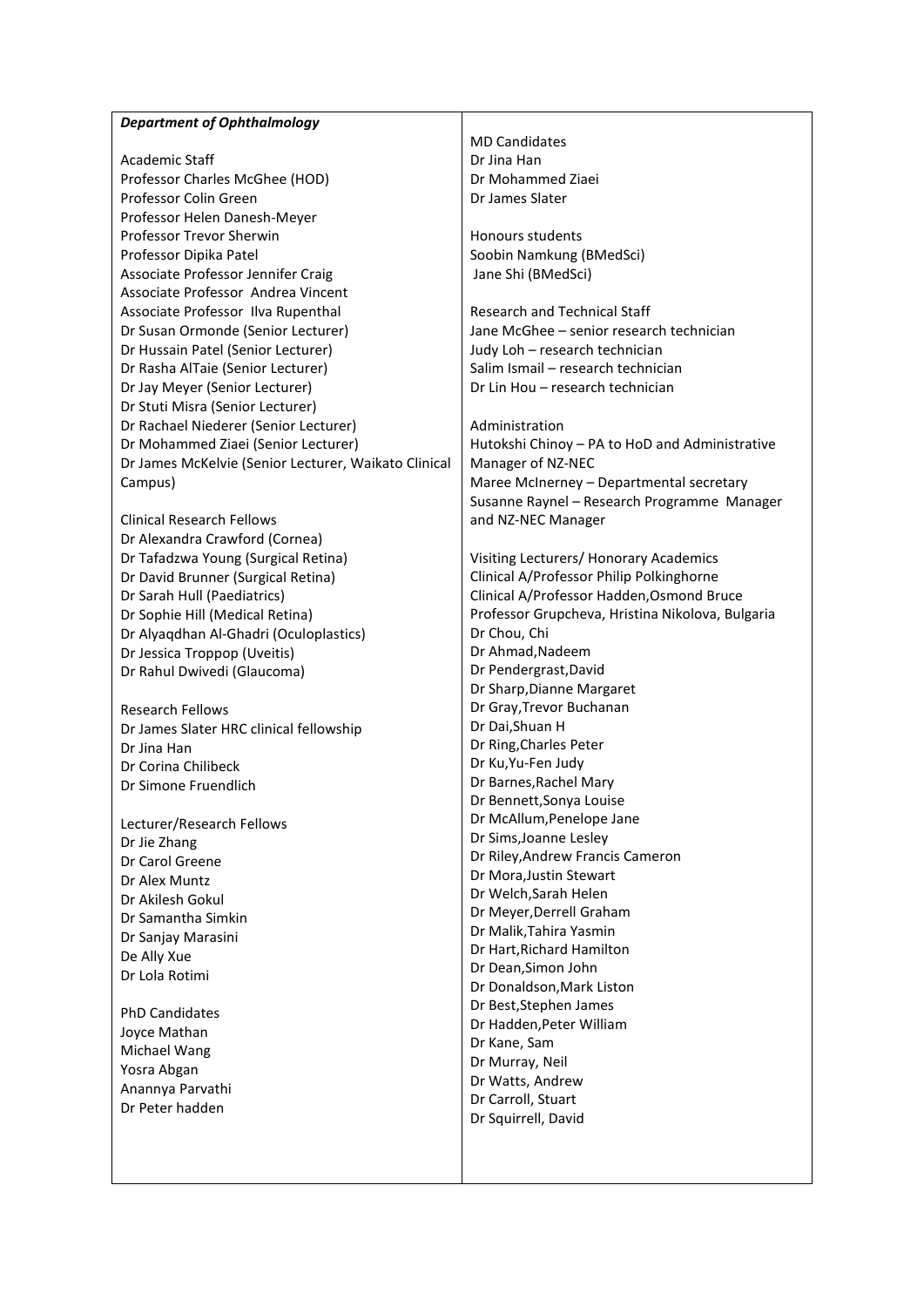***Department of Ophthalmology***

Academic Staff
Professor Charles McGhee (HOD)
Professor Colin Green
Professor Helen Danesh-Meyer
Professor Trevor Sherwin
Professor Dipika Patel
Associate Professor Jennifer Craig
Associate Professor Andrea Vincent
Associate Professor Ilva Rupenthal
Dr Susan Ormonde (Senior Lecturer)
Dr Hussain Patel (Senior Lecturer)
Dr Rasha AlTaie (Senior Lecturer)
Dr Jay Meyer (Senior Lecturer)
Dr Stuti Misra (Senior Lecturer)
Dr Rachael Niederer (Senior Lecturer)
Dr Mohammed Ziaei (Senior Lecturer)
Dr James McKelvie (Senior Lecturer, Waikato Clinical Campus)

Clinical Research Fellows
Dr Alexandra Crawford (Cornea)
Dr Tafadzwa Young (Surgical Retina)
Dr David Brunner (Surgical Retina)
Dr Sarah Hull (Paediatrics)
Dr Sophie Hill (Medical Retina)
Dr Alyaqdhan Al-Ghadri (Oculoplastics)
Dr Jessica Troppop (Uveitis)
Dr Rahul Dwivedi (Glaucoma)

Research Fellows
Dr James Slater HRC clinical fellowship
Dr Jina Han
Dr Corina Chilibeck
Dr Simone Fuendlich

Lecturer/Research Fellows
Dr Jie Zhang
Dr Carol Greene
Dr Alex Muntz
Dr Akilesh Gokul
Dr Samantha Simkin
Dr Sanjay Marasini
De Ally Xue
Dr Lola Rotimi

PhD Candidates
Joyce Mathan
Michael Wang
Yosra Abgan
Anannya Parvathi
Dr Peter hadden

MD Candidates
Dr Jina Han
Dr Mohammed Ziaei
Dr James Slater

Honours students
Soobin Namkung (BMedSci)
Jane Shi (BMedSci)

Research and Technical Staff
Jane McGhee – senior research technician
Judy Loh – research technician
Salim Ismail – research technician
Dr Lin Hou – research technician

Administration
Hutokshi Chinoy – PA to HoD and Administrative Manager of NZ-NEC
Maree McInerney – Departmental secretary
Susanne Raynel – Research Programme Manager and NZ-NEC Manager

Visiting Lecturers/ Honorary Academics
Clinical A/Professor Philip Polkinghorne
Clinical A/Professor Hadden,Osmond Bruce
Professor Grupcheva, Hristina Nikolova, Bulgaria
Dr Chou, Chi
Dr Ahmad,Nadeem
Dr Pendergrast,David
Dr Sharp,Dianne Margaret
Dr Gray,Trevor Buchanan
Dr Dai,Shuan H
Dr Ring,Charles Peter
Dr Ku,Yu-Fen Judy
Dr Barnes,Rachel Mary
Dr Bennett,Sonya Louise
Dr McAllum,Penelope Jane
Dr Sims,Joanne Lesley
Dr Riley,Andrew Francis Cameron
Dr Mora,Justin Stewart
Dr Welch,Sarah Helen
Dr Meyer,Derrell Graham
Dr Malik,Tahira Yasmin
Dr Hart,Richard Hamilton
Dr Dean,Simon John
Dr Donaldson,Mark Liston
Dr Best,Stephen James
Dr Hadden,Peter William
Dr Kane, Sam
Dr Murray, Neil
Dr Watts, Andrew
Dr Carroll, Stuart
Dr Squirrell, David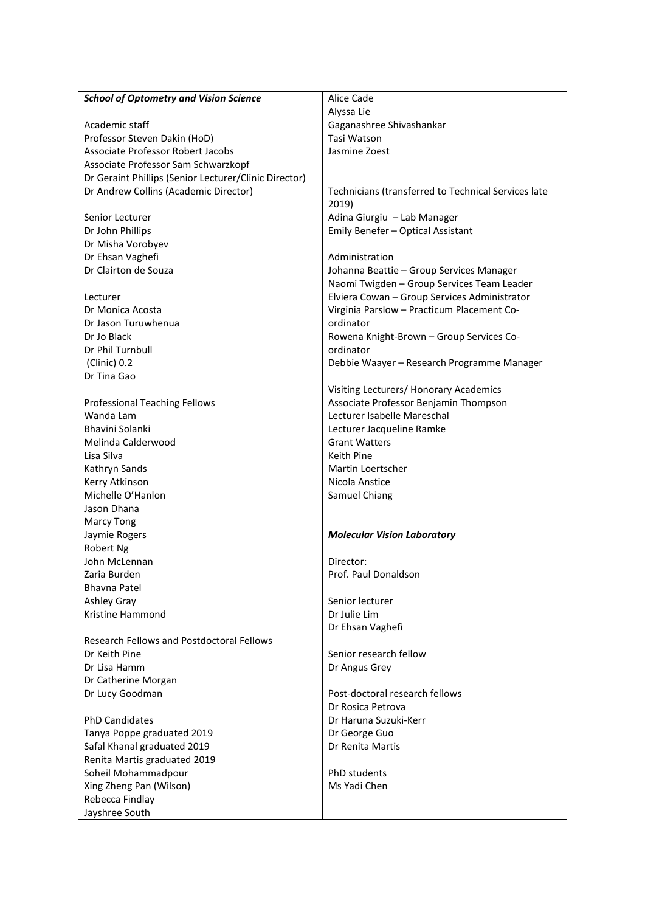***School of Optometry and Vision Science***

Academic staff
Professor Steven Dakin (HoD)
Associate Professor Robert Jacobs
Associate Professor Sam Schwarzkopf
Dr Geraint Phillips (Senior Lecturer/Clinic Director)
Dr Andrew Collins (Academic Director)

Senior Lecturer
Dr John Phillips
Dr Misha Vorobyev
Dr Ehsan Vaghefi
Dr Clairton de Souza

Lecturer
Dr Monica Acosta
Dr Jason Turuwhenua
Dr Jo Black
Dr Phil Turnbull
(Clinic) 0.2
Dr Tina Gao

Professional Teaching Fellows
Wanda Lam
Bhavini Solanki
Melinda Calderwood
Lisa Silva
Kathryn Sands
Kerry Atkinson
Michelle O'Hanlon
Jason Dhana
Marcy Tong
Jaymie Rogers
Robert Ng
John McLennan
Zaria Burden
Bhavna Patel
Ashley Gray
Kristine Hammond

Research Fellows and Postdoctoral Fellows
Dr Keith Pine
Dr Lisa Hamm
Dr Catherine Morgan
Dr Lucy Goodman

PhD Candidates
Tanya Poppe graduated 2019
Safal Khanal graduated 2019
Renita Martis graduated 2019
Soheil Mohammadpour
Xing Zheng Pan (Wilson)
Rebecca Findlay
Jayshree South
Alice Cade
Alyssa Lie
Gaganashree Shivashankar
Tasi Watson
Jasmine Zoest

Technicians (transferred to Technical Services late 2019)
Adina Giurgiu – Lab Manager
Emily Benefer – Optical Assistant

Administration
Johanna Beattie – Group Services Manager
Naomi Twigden – Group Services Team Leader
Elviera Cowan – Group Services Administrator
Virginia Parslow – Practicum Placement Co-ordinator
Rowena Knight-Brown – Group Services Co-ordinator
Debbie Waayer – Research Programme Manager

Visiting Lecturers/ Honorary Academics
Associate Professor Benjamin Thompson
Lecturer Isabelle Mareschal
Lecturer Jacqueline Ramke
Grant Watters
Keith Pine
Martin Loertscher
Nicola Anstice
Samuel Chiang

***Molecular Vision Laboratory***

Director:
Prof. Paul Donaldson

Senior lecturer
Dr Julie Lim
Dr Ehsan Vaghefi

Senior research fellow
Dr Angus Grey

Post-doctoral research fellows
Dr Rosica Petrova
Dr Haruna Suzuki-Kerr
Dr George Guo
Dr Renita Martis

PhD students
Ms Yadi Chen